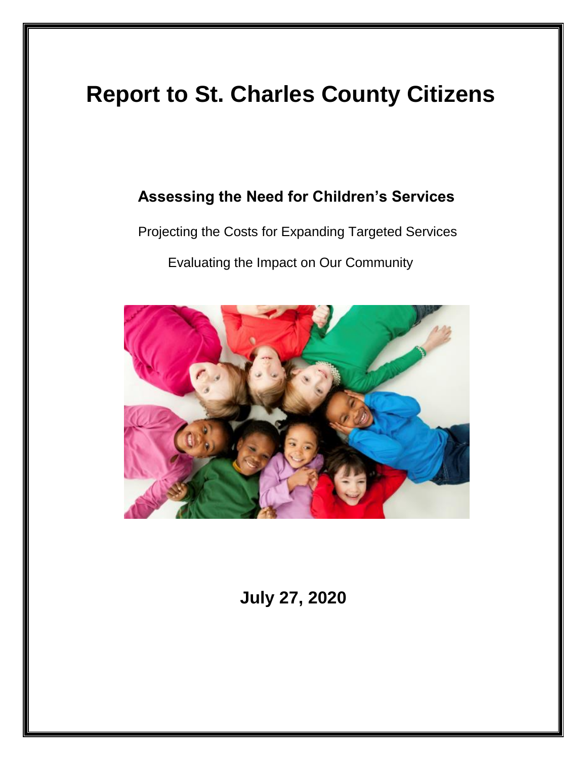# Report to St. Charles County Citizens

## Assessing the Need for Children's Services

Projecting the Costs for Expanding Targeted Services

Evaluating the Impact on Our Community

**July 27, 2020**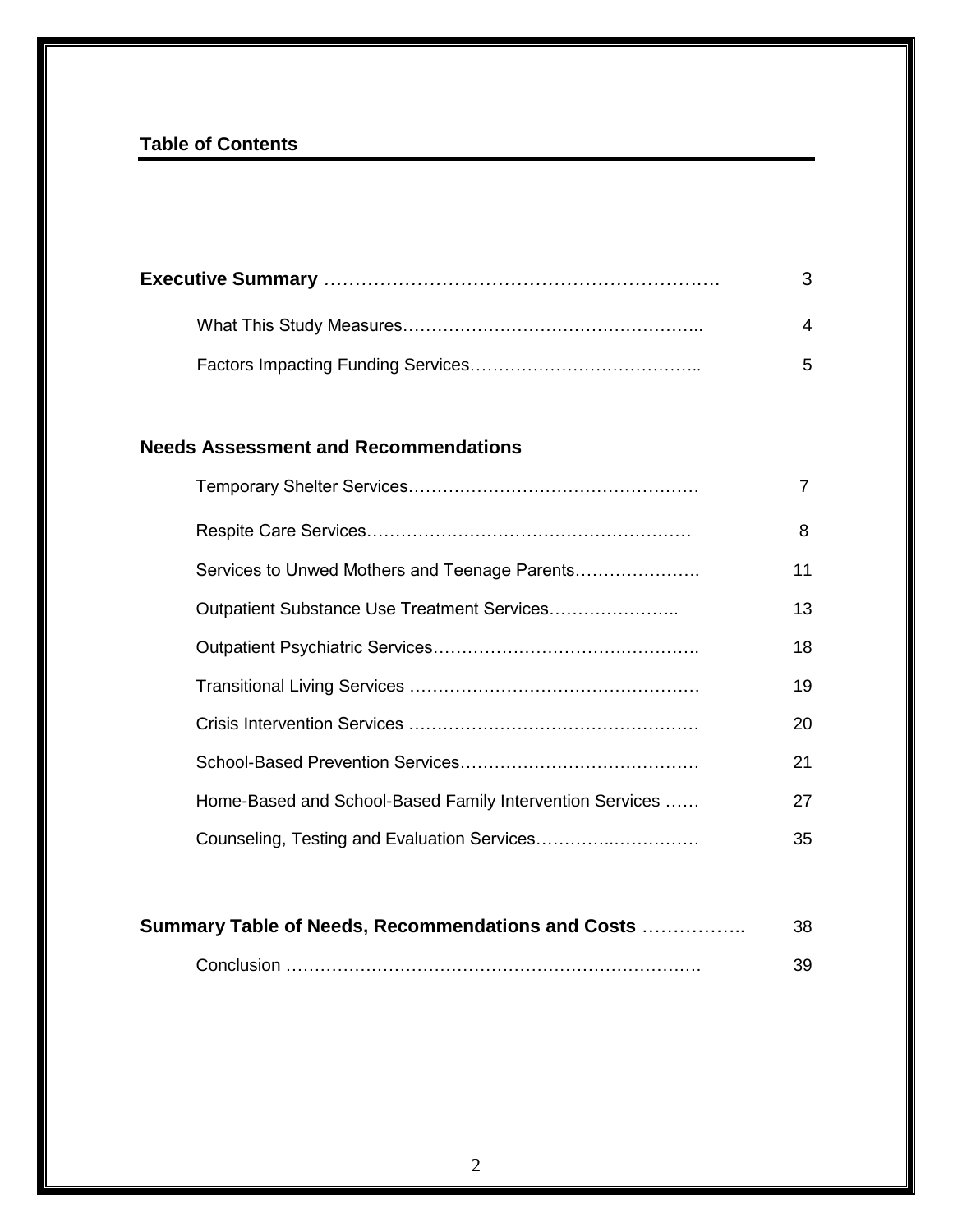## Table of Contents

| | |
|---|---|
| **Executive Summary** | 3 |
| What This Study Measures | 4 |
| Factors Impacting Funding Services | 5 |
| **Needs Assessment and Recommendations** | |
| Temporary Shelter Services | 7 |
| Respite Care Services | 8 |
| Services to Unwed Mothers and Teenage Parents | 11 |
| Outpatient Substance Use Treatment Services | 13 |
| Outpatient Psychiatric Services | 18 |
| Transitional Living Services | 19 |
| Crisis Intervention Services | 20 |
| School-Based Prevention Services | 21 |
| Home-Based and School-Based Family Intervention Services | 27 |
| Counseling, Testing and Evaluation Services | 35 |
| **Summary Table of Needs, Recommendations and Costs** | 38 |
| Conclusion | 39 |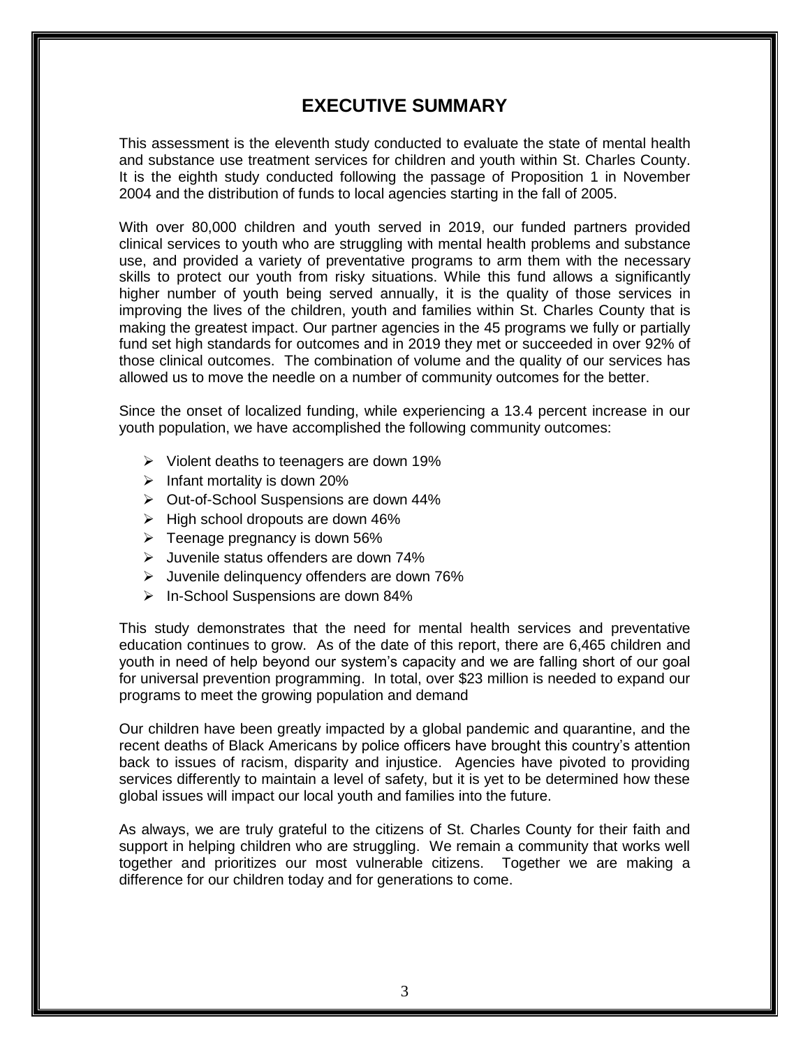# EXECUTIVE SUMMARY

This assessment is the eleventh study conducted to evaluate the state of mental health and substance use treatment services for children and youth within St. Charles County. It is the eighth study conducted following the passage of Proposition 1 in November 2004 and the distribution of funds to local agencies starting in the fall of 2005.

With over 80,000 children and youth served in 2019, our funded partners provided clinical services to youth who are struggling with mental health problems and substance use, and provided a variety of preventative programs to arm them with the necessary skills to protect our youth from risky situations. While this fund allows a significantly higher number of youth being served annually, it is the quality of those services in improving the lives of the children, youth and families within St. Charles County that is making the greatest impact. Our partner agencies in the 45 programs we fully or partially fund set high standards for outcomes and in 2019 they met or succeeded in over 92% of those clinical outcomes. The combination of volume and the quality of our services has allowed us to move the needle on a number of community outcomes for the better.

Since the onset of localized funding, while experiencing a 13.4 percent increase in our youth population, we have accomplished the following community outcomes:

- Violent deaths to teenagers are down 19%
- Infant mortality is down 20%
- Out-of-School Suspensions are down 44%
- High school dropouts are down 46%
- Teenage pregnancy is down 56%
- Juvenile status offenders are down 74%
- Juvenile delinquency offenders are down 76%
- In-School Suspensions are down 84%

This study demonstrates that the need for mental health services and preventative education continues to grow. As of the date of this report, there are 6,465 children and youth in need of help beyond our system's capacity and we are falling short of our goal for universal prevention programming. In total, over $23 million is needed to expand our programs to meet the growing population and demand

Our children have been greatly impacted by a global pandemic and quarantine, and the recent deaths of Black Americans by police officers have brought this country's attention back to issues of racism, disparity and injustice. Agencies have pivoted to providing services differently to maintain a level of safety, but it is yet to be determined how these global issues will impact our local youth and families into the future.

As always, we are truly grateful to the citizens of St. Charles County for their faith and support in helping children who are struggling. We remain a community that works well together and prioritizes our most vulnerable citizens. Together we are making a difference for our children today and for generations to come.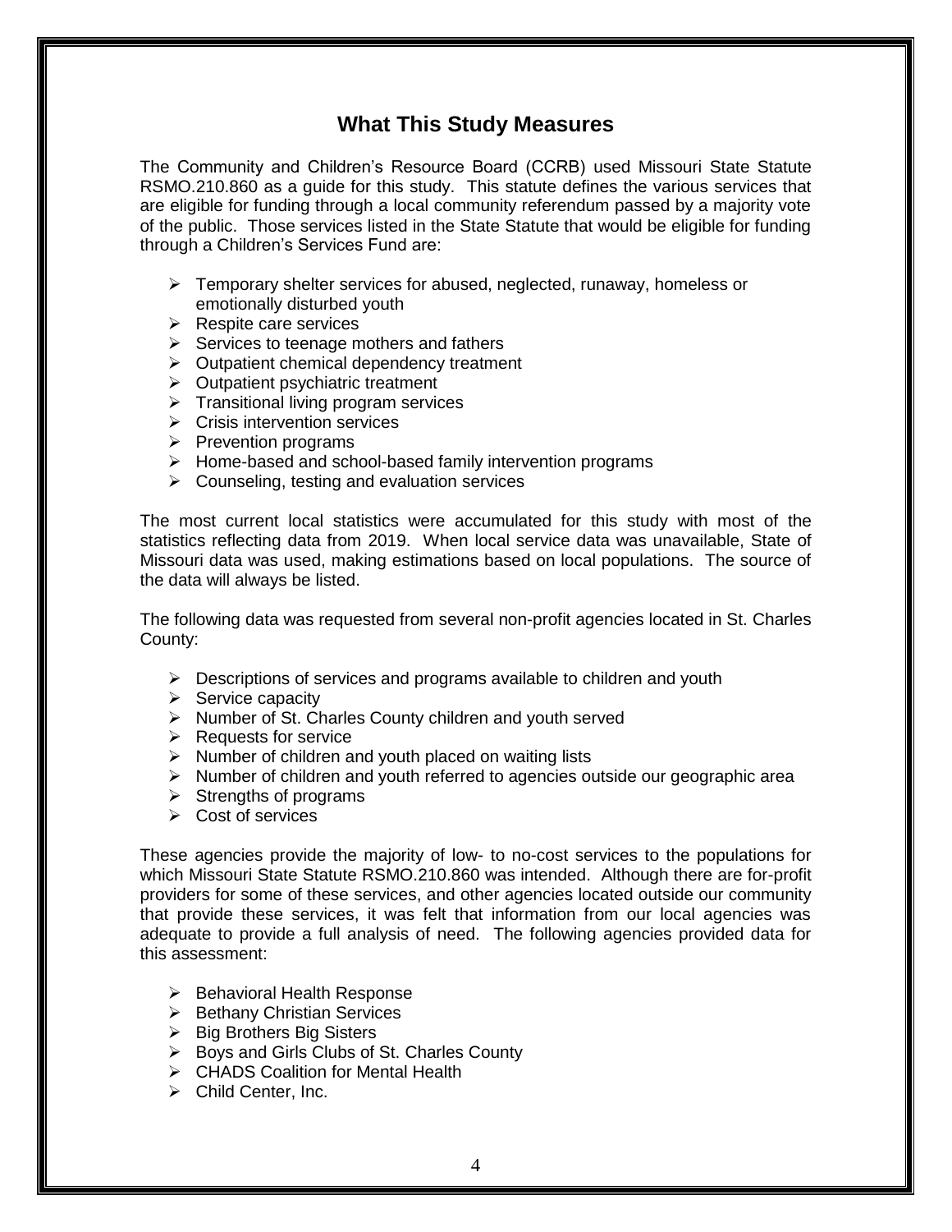## What This Study Measures

The Community and Children's Resource Board (CCRB) used Missouri State Statute RSMO.210.860 as a guide for this study. This statute defines the various services that are eligible for funding through a local community referendum passed by a majority vote of the public. Those services listed in the State Statute that would be eligible for funding through a Children's Services Fund are:

- Temporary shelter services for abused, neglected, runaway, homeless or emotionally disturbed youth
- Respite care services
- Services to teenage mothers and fathers
- Outpatient chemical dependency treatment
- Outpatient psychiatric treatment
- Transitional living program services
- Crisis intervention services
- Prevention programs
- Home-based and school-based family intervention programs
- Counseling, testing and evaluation services

The most current local statistics were accumulated for this study with most of the statistics reflecting data from 2019. When local service data was unavailable, State of Missouri data was used, making estimations based on local populations. The source of the data will always be listed.

The following data was requested from several non-profit agencies located in St. Charles County:

- Descriptions of services and programs available to children and youth
- Service capacity
- Number of St. Charles County children and youth served
- Requests for service
- Number of children and youth placed on waiting lists
- Number of children and youth referred to agencies outside our geographic area
- Strengths of programs
- Cost of services

These agencies provide the majority of low- to no-cost services to the populations for which Missouri State Statute RSMO.210.860 was intended. Although there are for-profit providers for some of these services, and other agencies located outside our community that provide these services, it was felt that information from our local agencies was adequate to provide a full analysis of need. The following agencies provided data for this assessment:

- Behavioral Health Response
- Bethany Christian Services
- Big Brothers Big Sisters
- Boys and Girls Clubs of St. Charles County
- CHADS Coalition for Mental Health
- Child Center, Inc.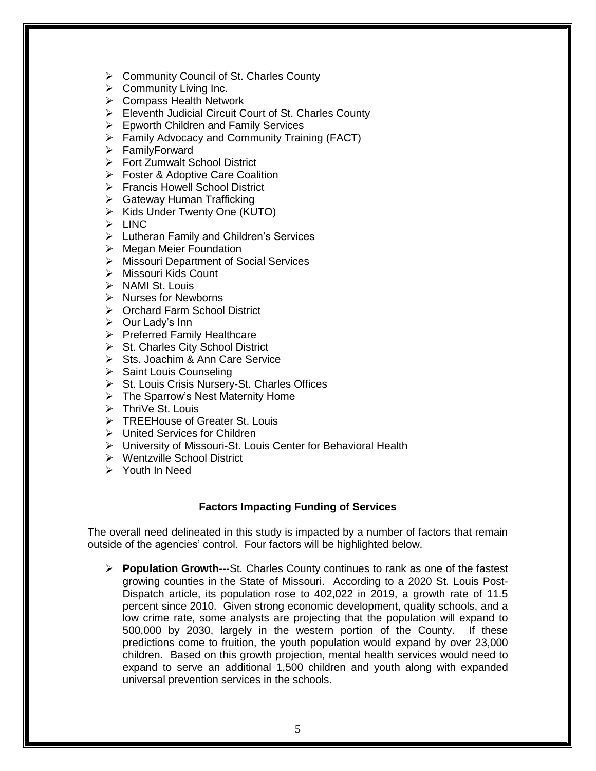- Community Council of St. Charles County
- Community Living Inc.
- Compass Health Network
- Eleventh Judicial Circuit Court of St. Charles County
- Epworth Children and Family Services
- Family Advocacy and Community Training (FACT)
- FamilyForward
- Fort Zumwalt School District
- Foster & Adoptive Care Coalition
- Francis Howell School District
- Gateway Human Trafficking
- Kids Under Twenty One (KUTO)
- LINC
- Lutheran Family and Children's Services
- Megan Meier Foundation
- Missouri Department of Social Services
- Missouri Kids Count
- NAMI St. Louis
- Nurses for Newborns
- Orchard Farm School District
- Our Lady's Inn
- Preferred Family Healthcare
- St. Charles City School District
- Sts. Joachim & Ann Care Service
- Saint Louis Counseling
- St. Louis Crisis Nursery-St. Charles Offices
- The Sparrow's Nest Maternity Home
- ThriVe St. Louis
- TREEHouse of Greater St. Louis
- United Services for Children
- University of Missouri-St. Louis Center for Behavioral Health
- Wentzville School District
- Youth In Need

## Factors Impacting Funding of Services

The overall need delineated in this study is impacted by a number of factors that remain outside of the agencies' control. Four factors will be highlighted below.

- **Population Growth**---St. Charles County continues to rank as one of the fastest growing counties in the State of Missouri. According to a 2020 St. Louis Post-Dispatch article, its population rose to 402,022 in 2019, a growth rate of 11.5 percent since 2010. Given strong economic development, quality schools, and a low crime rate, some analysts are projecting that the population will expand to 500,000 by 2030, largely in the western portion of the County. If these predictions come to fruition, the youth population would expand by over 23,000 children. Based on this growth projection, mental health services would need to expand to serve an additional 1,500 children and youth along with expanded universal prevention services in the schools.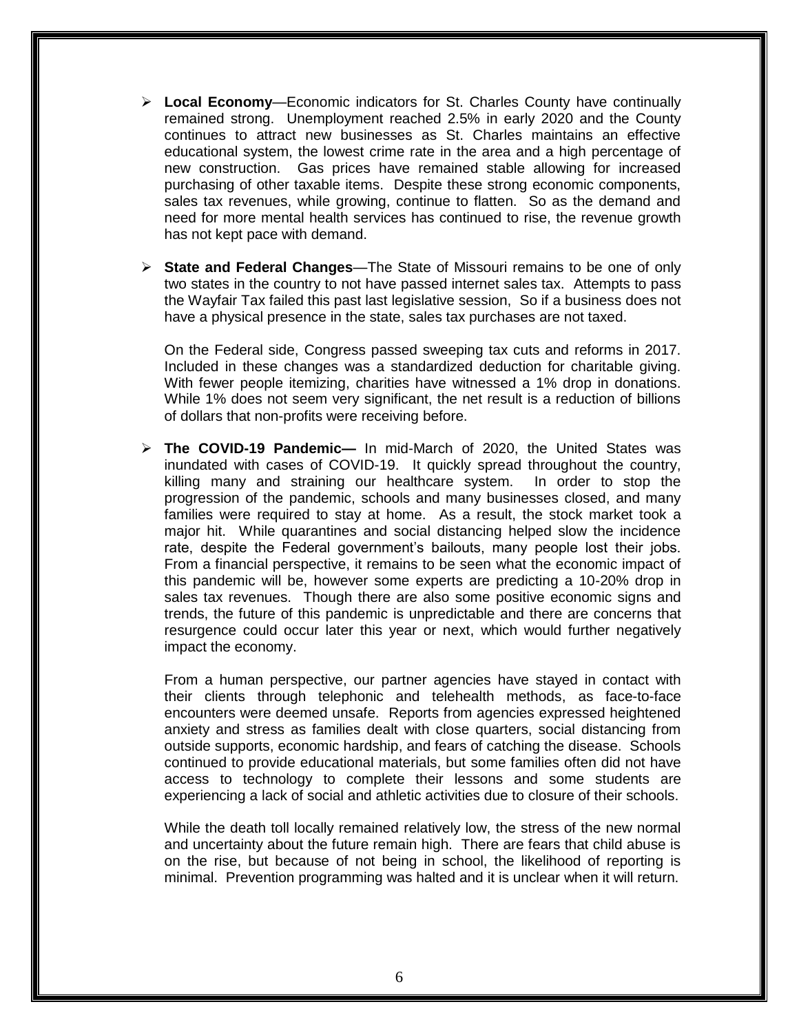- **Local Economy**—Economic indicators for St. Charles County have continually remained strong. Unemployment reached 2.5% in early 2020 and the County continues to attract new businesses as St. Charles maintains an effective educational system, the lowest crime rate in the area and a high percentage of new construction. Gas prices have remained stable allowing for increased purchasing of other taxable items. Despite these strong economic components, sales tax revenues, while growing, continue to flatten. So as the demand and need for more mental health services has continued to rise, the revenue growth has not kept pace with demand.

- **State and Federal Changes**—The State of Missouri remains to be one of only two states in the country to not have passed internet sales tax. Attempts to pass the Wayfair Tax failed this past last legislative session, So if a business does not have a physical presence in the state, sales tax purchases are not taxed.

  On the Federal side, Congress passed sweeping tax cuts and reforms in 2017. Included in these changes was a standardized deduction for charitable giving. With fewer people itemizing, charities have witnessed a 1% drop in donations. While 1% does not seem very significant, the net result is a reduction of billions of dollars that non-profits were receiving before.

- **The COVID-19 Pandemic—** In mid-March of 2020, the United States was inundated with cases of COVID-19. It quickly spread throughout the country, killing many and straining our healthcare system. In order to stop the progression of the pandemic, schools and many businesses closed, and many families were required to stay at home. As a result, the stock market took a major hit. While quarantines and social distancing helped slow the incidence rate, despite the Federal government's bailouts, many people lost their jobs. From a financial perspective, it remains to be seen what the economic impact of this pandemic will be, however some experts are predicting a 10-20% drop in sales tax revenues. Though there are also some positive economic signs and trends, the future of this pandemic is unpredictable and there are concerns that resurgence could occur later this year or next, which would further negatively impact the economy.

  From a human perspective, our partner agencies have stayed in contact with their clients through telephonic and telehealth methods, as face-to-face encounters were deemed unsafe. Reports from agencies expressed heightened anxiety and stress as families dealt with close quarters, social distancing from outside supports, economic hardship, and fears of catching the disease. Schools continued to provide educational materials, but some families often did not have access to technology to complete their lessons and some students are experiencing a lack of social and athletic activities due to closure of their schools.

  While the death toll locally remained relatively low, the stress of the new normal and uncertainty about the future remain high. There are fears that child abuse is on the rise, but because of not being in school, the likelihood of reporting is minimal. Prevention programming was halted and it is unclear when it will return.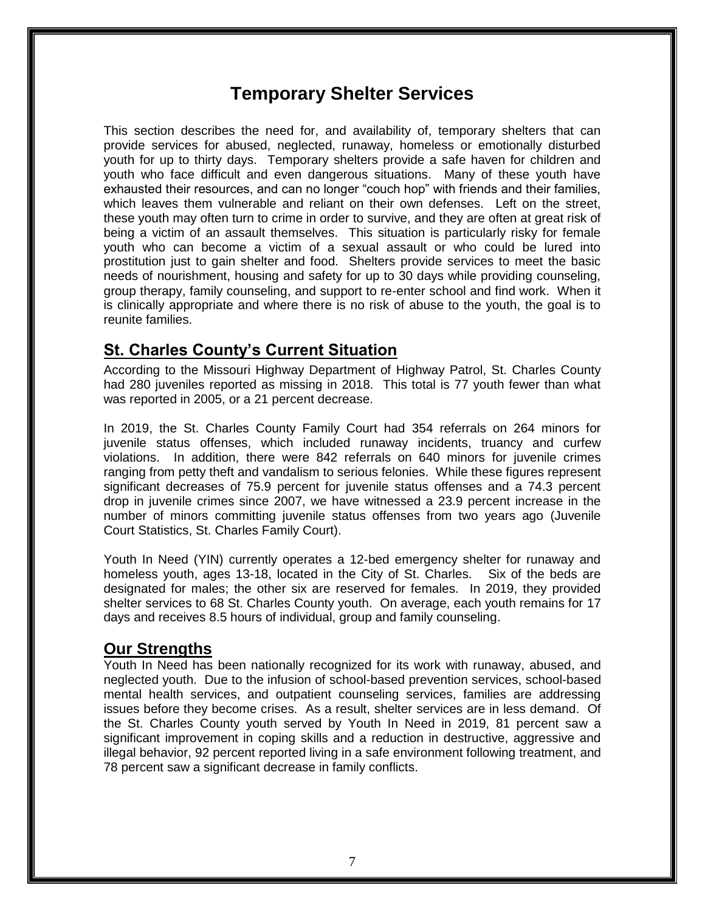# Temporary Shelter Services

This section describes the need for, and availability of, temporary shelters that can provide services for abused, neglected, runaway, homeless or emotionally disturbed youth for up to thirty days. Temporary shelters provide a safe haven for children and youth who face difficult and even dangerous situations. Many of these youth have exhausted their resources, and can no longer "couch hop" with friends and their families, which leaves them vulnerable and reliant on their own defenses. Left on the street, these youth may often turn to crime in order to survive, and they are often at great risk of being a victim of an assault themselves. This situation is particularly risky for female youth who can become a victim of a sexual assault or who could be lured into prostitution just to gain shelter and food. Shelters provide services to meet the basic needs of nourishment, housing and safety for up to 30 days while providing counseling, group therapy, family counseling, and support to re-enter school and find work. When it is clinically appropriate and where there is no risk of abuse to the youth, the goal is to reunite families.

## St. Charles County's Current Situation

According to the Missouri Highway Department of Highway Patrol, St. Charles County had 280 juveniles reported as missing in 2018. This total is 77 youth fewer than what was reported in 2005, or a 21 percent decrease.

In 2019, the St. Charles County Family Court had 354 referrals on 264 minors for juvenile status offenses, which included runaway incidents, truancy and curfew violations. In addition, there were 842 referrals on 640 minors for juvenile crimes ranging from petty theft and vandalism to serious felonies. While these figures represent significant decreases of 75.9 percent for juvenile status offenses and a 74.3 percent drop in juvenile crimes since 2007, we have witnessed a 23.9 percent increase in the number of minors committing juvenile status offenses from two years ago (Juvenile Court Statistics, St. Charles Family Court).

Youth In Need (YIN) currently operates a 12-bed emergency shelter for runaway and homeless youth, ages 13-18, located in the City of St. Charles. Six of the beds are designated for males; the other six are reserved for females. In 2019, they provided shelter services to 68 St. Charles County youth. On average, each youth remains for 17 days and receives 8.5 hours of individual, group and family counseling.

## Our Strengths

Youth In Need has been nationally recognized for its work with runaway, abused, and neglected youth. Due to the infusion of school-based prevention services, school-based mental health services, and outpatient counseling services, families are addressing issues before they become crises. As a result, shelter services are in less demand. Of the St. Charles County youth served by Youth In Need in 2019, 81 percent saw a significant improvement in coping skills and a reduction in destructive, aggressive and illegal behavior, 92 percent reported living in a safe environment following treatment, and 78 percent saw a significant decrease in family conflicts.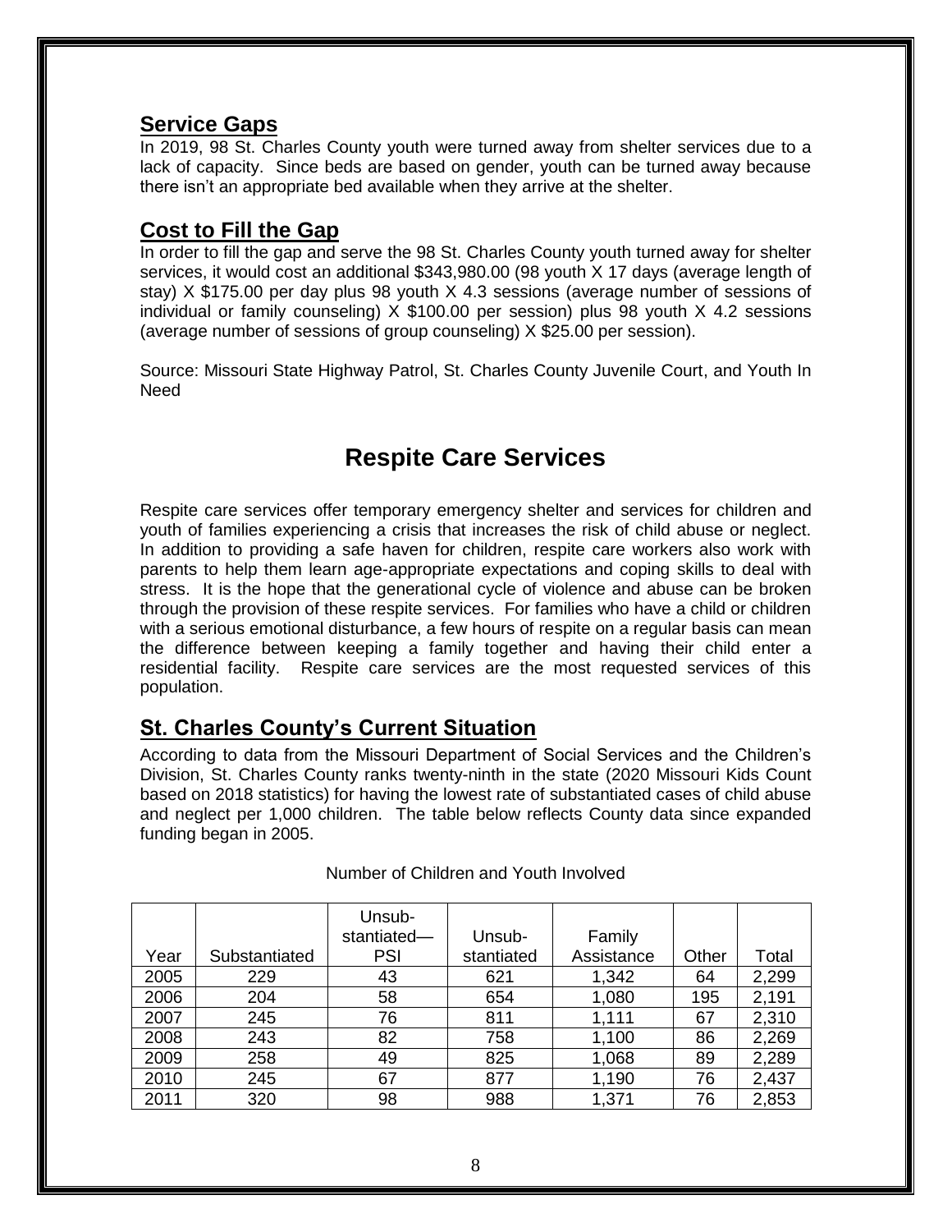## Service Gaps

In 2019, 98 St. Charles County youth were turned away from shelter services due to a lack of capacity. Since beds are based on gender, youth can be turned away because there isn't an appropriate bed available when they arrive at the shelter.

## Cost to Fill the Gap

In order to fill the gap and serve the 98 St. Charles County youth turned away for shelter services, it would cost an additional $343,980.00 (98 youth X 17 days (average length of stay) X $175.00 per day plus 98 youth X 4.3 sessions (average number of sessions of individual or family counseling) X $100.00 per session) plus 98 youth X 4.2 sessions (average number of sessions of group counseling) X $25.00 per session).

Source: Missouri State Highway Patrol, St. Charles County Juvenile Court, and Youth In Need

# Respite Care Services

Respite care services offer temporary emergency shelter and services for children and youth of families experiencing a crisis that increases the risk of child abuse or neglect. In addition to providing a safe haven for children, respite care workers also work with parents to help them learn age-appropriate expectations and coping skills to deal with stress. It is the hope that the generational cycle of violence and abuse can be broken through the provision of these respite services. For families who have a child or children with a serious emotional disturbance, a few hours of respite on a regular basis can mean the difference between keeping a family together and having their child enter a residential facility. Respite care services are the most requested services of this population.

## St. Charles County's Current Situation

According to data from the Missouri Department of Social Services and the Children's Division, St. Charles County ranks twenty-ninth in the state (2020 Missouri Kids Count based on 2018 statistics) for having the lowest rate of substantiated cases of child abuse and neglect per 1,000 children. The table below reflects County data since expanded funding began in 2005.

Number of Children and Youth Involved

| Year | Substantiated | Unsub-stantiated—PSI | Unsub-stantiated | Family Assistance | Other | Total |
|---|---|---|---|---|---|---|
| 2005 | 229 | 43 | 621 | 1,342 | 64 | 2,299 |
| 2006 | 204 | 58 | 654 | 1,080 | 195 | 2,191 |
| 2007 | 245 | 76 | 811 | 1,111 | 67 | 2,310 |
| 2008 | 243 | 82 | 758 | 1,100 | 86 | 2,269 |
| 2009 | 258 | 49 | 825 | 1,068 | 89 | 2,289 |
| 2010 | 245 | 67 | 877 | 1,190 | 76 | 2,437 |
| 2011 | 320 | 98 | 988 | 1,371 | 76 | 2,853 |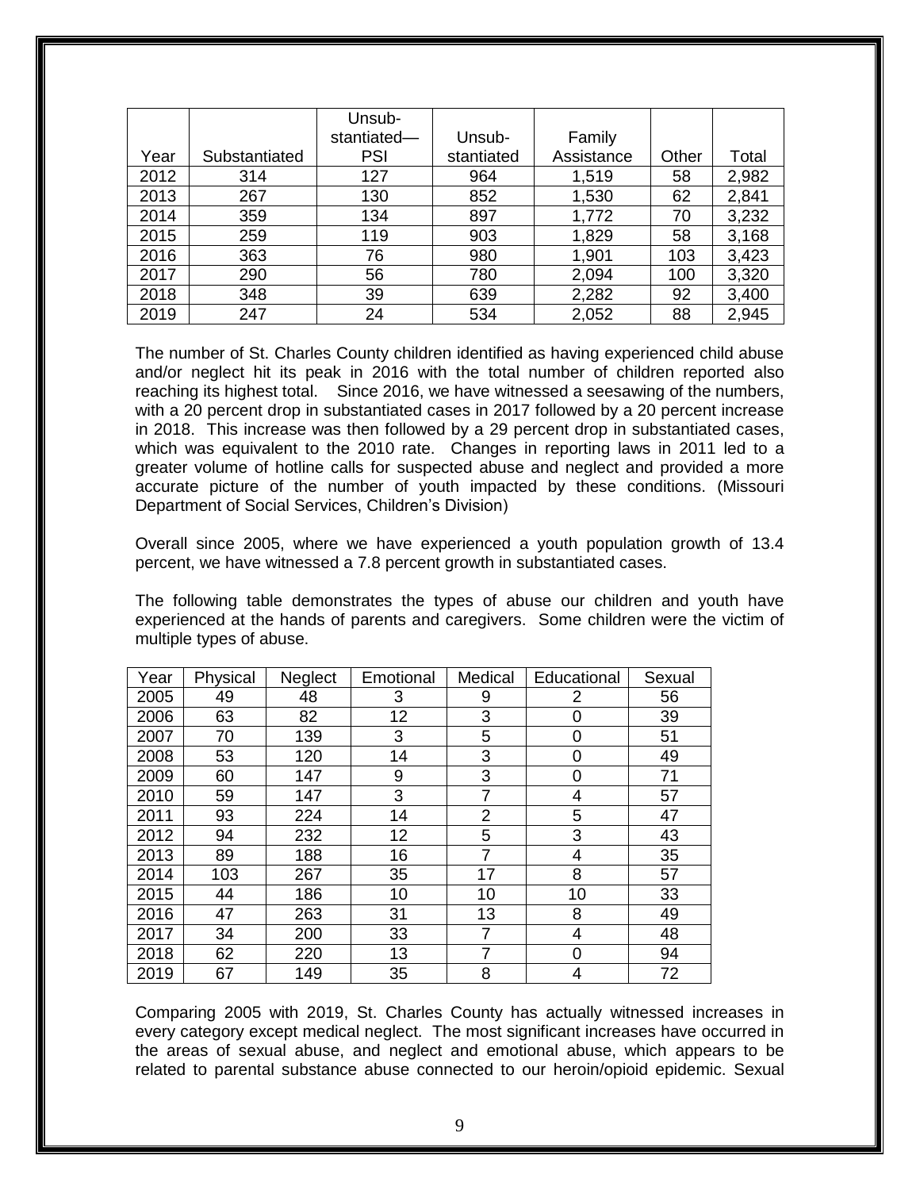| Year | Substantiated | Unsub-stantiated—PSI | Unsub-stantiated | Family Assistance | Other | Total |
|---|---|---|---|---|---|---|
| 2012 | 314 | 127 | 964 | 1,519 | 58 | 2,982 |
| 2013 | 267 | 130 | 852 | 1,530 | 62 | 2,841 |
| 2014 | 359 | 134 | 897 | 1,772 | 70 | 3,232 |
| 2015 | 259 | 119 | 903 | 1,829 | 58 | 3,168 |
| 2016 | 363 | 76 | 980 | 1,901 | 103 | 3,423 |
| 2017 | 290 | 56 | 780 | 2,094 | 100 | 3,320 |
| 2018 | 348 | 39 | 639 | 2,282 | 92 | 3,400 |
| 2019 | 247 | 24 | 534 | 2,052 | 88 | 2,945 |

The number of St. Charles County children identified as having experienced child abuse and/or neglect hit its peak in 2016 with the total number of children reported also reaching its highest total. Since 2016, we have witnessed a seesawing of the numbers, with a 20 percent drop in substantiated cases in 2017 followed by a 20 percent increase in 2018. This increase was then followed by a 29 percent drop in substantiated cases, which was equivalent to the 2010 rate. Changes in reporting laws in 2011 led to a greater volume of hotline calls for suspected abuse and neglect and provided a more accurate picture of the number of youth impacted by these conditions. (Missouri Department of Social Services, Children's Division)

Overall since 2005, where we have experienced a youth population growth of 13.4 percent, we have witnessed a 7.8 percent growth in substantiated cases.

The following table demonstrates the types of abuse our children and youth have experienced at the hands of parents and caregivers. Some children were the victim of multiple types of abuse.

| Year | Physical | Neglect | Emotional | Medical | Educational | Sexual |
|---|---|---|---|---|---|---|
| 2005 | 49 | 48 | 3 | 9 | 2 | 56 |
| 2006 | 63 | 82 | 12 | 3 | 0 | 39 |
| 2007 | 70 | 139 | 3 | 5 | 0 | 51 |
| 2008 | 53 | 120 | 14 | 3 | 0 | 49 |
| 2009 | 60 | 147 | 9 | 3 | 0 | 71 |
| 2010 | 59 | 147 | 3 | 7 | 4 | 57 |
| 2011 | 93 | 224 | 14 | 2 | 5 | 47 |
| 2012 | 94 | 232 | 12 | 5 | 3 | 43 |
| 2013 | 89 | 188 | 16 | 7 | 4 | 35 |
| 2014 | 103 | 267 | 35 | 17 | 8 | 57 |
| 2015 | 44 | 186 | 10 | 10 | 10 | 33 |
| 2016 | 47 | 263 | 31 | 13 | 8 | 49 |
| 2017 | 34 | 200 | 33 | 7 | 4 | 48 |
| 2018 | 62 | 220 | 13 | 7 | 0 | 94 |
| 2019 | 67 | 149 | 35 | 8 | 4 | 72 |

Comparing 2005 with 2019, St. Charles County has actually witnessed increases in every category except medical neglect. The most significant increases have occurred in the areas of sexual abuse, and neglect and emotional abuse, which appears to be related to parental substance abuse connected to our heroin/opioid epidemic. Sexual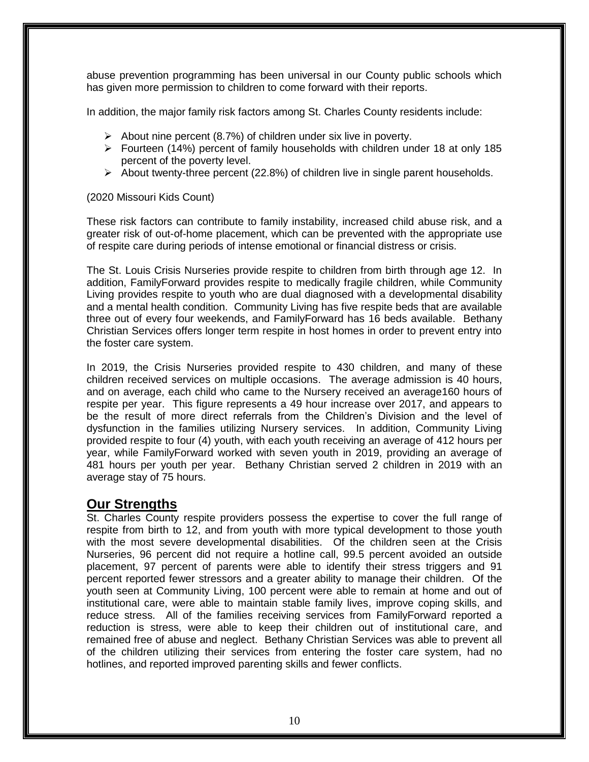abuse prevention programming has been universal in our County public schools which has given more permission to children to come forward with their reports.

In addition, the major family risk factors among St. Charles County residents include:

- About nine percent (8.7%) of children under six live in poverty.
- Fourteen (14%) percent of family households with children under 18 at only 185 percent of the poverty level.
- About twenty-three percent (22.8%) of children live in single parent households.

(2020 Missouri Kids Count)

These risk factors can contribute to family instability, increased child abuse risk, and a greater risk of out-of-home placement, which can be prevented with the appropriate use of respite care during periods of intense emotional or financial distress or crisis.

The St. Louis Crisis Nurseries provide respite to children from birth through age 12. In addition, FamilyForward provides respite to medically fragile children, while Community Living provides respite to youth who are dual diagnosed with a developmental disability and a mental health condition. Community Living has five respite beds that are available three out of every four weekends, and FamilyForward has 16 beds available. Bethany Christian Services offers longer term respite in host homes in order to prevent entry into the foster care system.

In 2019, the Crisis Nurseries provided respite to 430 children, and many of these children received services on multiple occasions. The average admission is 40 hours, and on average, each child who came to the Nursery received an average160 hours of respite per year. This figure represents a 49 hour increase over 2017, and appears to be the result of more direct referrals from the Children's Division and the level of dysfunction in the families utilizing Nursery services. In addition, Community Living provided respite to four (4) youth, with each youth receiving an average of 412 hours per year, while FamilyForward worked with seven youth in 2019, providing an average of 481 hours per youth per year. Bethany Christian served 2 children in 2019 with an average stay of 75 hours.

## Our Strengths

St. Charles County respite providers possess the expertise to cover the full range of respite from birth to 12, and from youth with more typical development to those youth with the most severe developmental disabilities. Of the children seen at the Crisis Nurseries, 96 percent did not require a hotline call, 99.5 percent avoided an outside placement, 97 percent of parents were able to identify their stress triggers and 91 percent reported fewer stressors and a greater ability to manage their children. Of the youth seen at Community Living, 100 percent were able to remain at home and out of institutional care, were able to maintain stable family lives, improve coping skills, and reduce stress. All of the families receiving services from FamilyForward reported a reduction is stress, were able to keep their children out of institutional care, and remained free of abuse and neglect. Bethany Christian Services was able to prevent all of the children utilizing their services from entering the foster care system, had no hotlines, and reported improved parenting skills and fewer conflicts.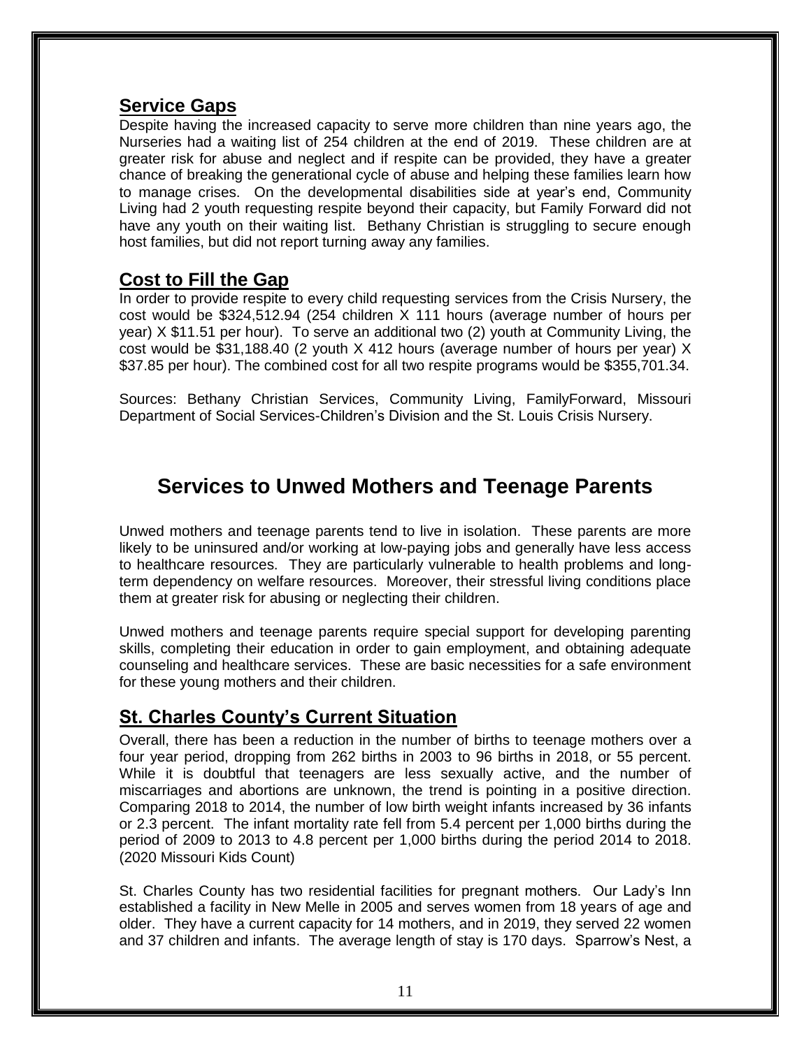## Service Gaps

Despite having the increased capacity to serve more children than nine years ago, the Nurseries had a waiting list of 254 children at the end of 2019. These children are at greater risk for abuse and neglect and if respite can be provided, they have a greater chance of breaking the generational cycle of abuse and helping these families learn how to manage crises. On the developmental disabilities side at year's end, Community Living had 2 youth requesting respite beyond their capacity, but Family Forward did not have any youth on their waiting list. Bethany Christian is struggling to secure enough host families, but did not report turning away any families.

## Cost to Fill the Gap

In order to provide respite to every child requesting services from the Crisis Nursery, the cost would be $324,512.94 (254 children X 111 hours (average number of hours per year) X $11.51 per hour). To serve an additional two (2) youth at Community Living, the cost would be $31,188.40 (2 youth X 412 hours (average number of hours per year) X $37.85 per hour). The combined cost for all two respite programs would be $355,701.34.

Sources: Bethany Christian Services, Community Living, FamilyForward, Missouri Department of Social Services-Children's Division and the St. Louis Crisis Nursery.

# Services to Unwed Mothers and Teenage Parents

Unwed mothers and teenage parents tend to live in isolation. These parents are more likely to be uninsured and/or working at low-paying jobs and generally have less access to healthcare resources. They are particularly vulnerable to health problems and long-term dependency on welfare resources. Moreover, their stressful living conditions place them at greater risk for abusing or neglecting their children.

Unwed mothers and teenage parents require special support for developing parenting skills, completing their education in order to gain employment, and obtaining adequate counseling and healthcare services. These are basic necessities for a safe environment for these young mothers and their children.

## St. Charles County's Current Situation

Overall, there has been a reduction in the number of births to teenage mothers over a four year period, dropping from 262 births in 2003 to 96 births in 2018, or 55 percent. While it is doubtful that teenagers are less sexually active, and the number of miscarriages and abortions are unknown, the trend is pointing in a positive direction. Comparing 2018 to 2014, the number of low birth weight infants increased by 36 infants or 2.3 percent. The infant mortality rate fell from 5.4 percent per 1,000 births during the period of 2009 to 2013 to 4.8 percent per 1,000 births during the period 2014 to 2018. (2020 Missouri Kids Count)

St. Charles County has two residential facilities for pregnant mothers. Our Lady's Inn established a facility in New Melle in 2005 and serves women from 18 years of age and older. They have a current capacity for 14 mothers, and in 2019, they served 22 women and 37 children and infants. The average length of stay is 170 days. Sparrow's Nest, a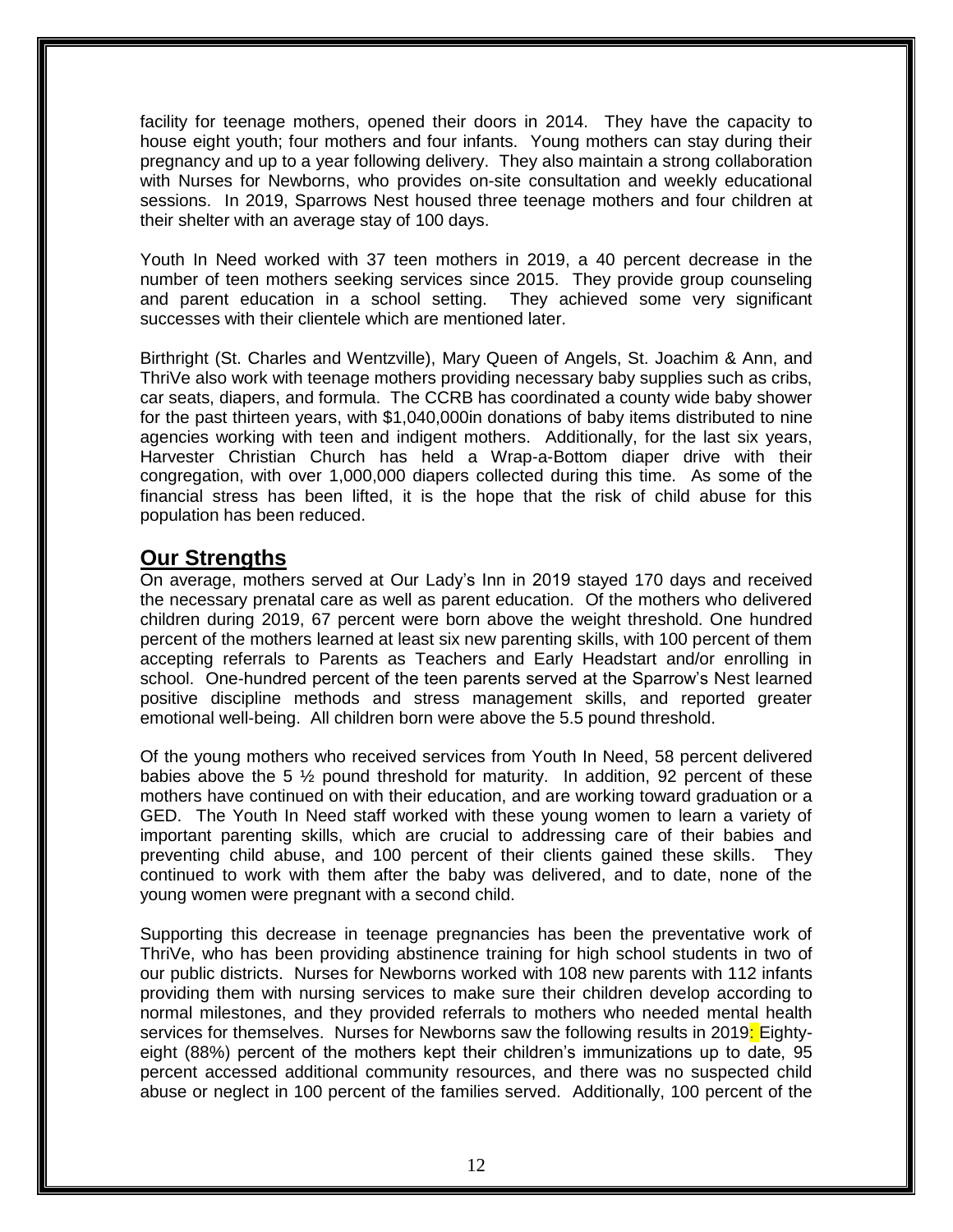facility for teenage mothers, opened their doors in 2014. They have the capacity to house eight youth; four mothers and four infants. Young mothers can stay during their pregnancy and up to a year following delivery. They also maintain a strong collaboration with Nurses for Newborns, who provides on-site consultation and weekly educational sessions. In 2019, Sparrows Nest housed three teenage mothers and four children at their shelter with an average stay of 100 days.

Youth In Need worked with 37 teen mothers in 2019, a 40 percent decrease in the number of teen mothers seeking services since 2015. They provide group counseling and parent education in a school setting. They achieved some very significant successes with their clientele which are mentioned later.

Birthright (St. Charles and Wentzville), Mary Queen of Angels, St. Joachim & Ann, and ThriVe also work with teenage mothers providing necessary baby supplies such as cribs, car seats, diapers, and formula. The CCRB has coordinated a county wide baby shower for the past thirteen years, with $1,040,000in donations of baby items distributed to nine agencies working with teen and indigent mothers. Additionally, for the last six years, Harvester Christian Church has held a Wrap-a-Bottom diaper drive with their congregation, with over 1,000,000 diapers collected during this time. As some of the financial stress has been lifted, it is the hope that the risk of child abuse for this population has been reduced.

## Our Strengths

On average, mothers served at Our Lady's Inn in 2019 stayed 170 days and received the necessary prenatal care as well as parent education. Of the mothers who delivered children during 2019, 67 percent were born above the weight threshold. One hundred percent of the mothers learned at least six new parenting skills, with 100 percent of them accepting referrals to Parents as Teachers and Early Headstart and/or enrolling in school. One-hundred percent of the teen parents served at the Sparrow's Nest learned positive discipline methods and stress management skills, and reported greater emotional well-being. All children born were above the 5.5 pound threshold.

Of the young mothers who received services from Youth In Need, 58 percent delivered babies above the 5 ½ pound threshold for maturity. In addition, 92 percent of these mothers have continued on with their education, and are working toward graduation or a GED. The Youth In Need staff worked with these young women to learn a variety of important parenting skills, which are crucial to addressing care of their babies and preventing child abuse, and 100 percent of their clients gained these skills. They continued to work with them after the baby was delivered, and to date, none of the young women were pregnant with a second child.

Supporting this decrease in teenage pregnancies has been the preventative work of ThriVe, who has been providing abstinence training for high school students in two of our public districts. Nurses for Newborns worked with 108 new parents with 112 infants providing them with nursing services to make sure their children develop according to normal milestones, and they provided referrals to mothers who needed mental health services for themselves. Nurses for Newborns saw the following results in 2019: Eighty-eight (88%) percent of the mothers kept their children's immunizations up to date, 95 percent accessed additional community resources, and there was no suspected child abuse or neglect in 100 percent of the families served. Additionally, 100 percent of the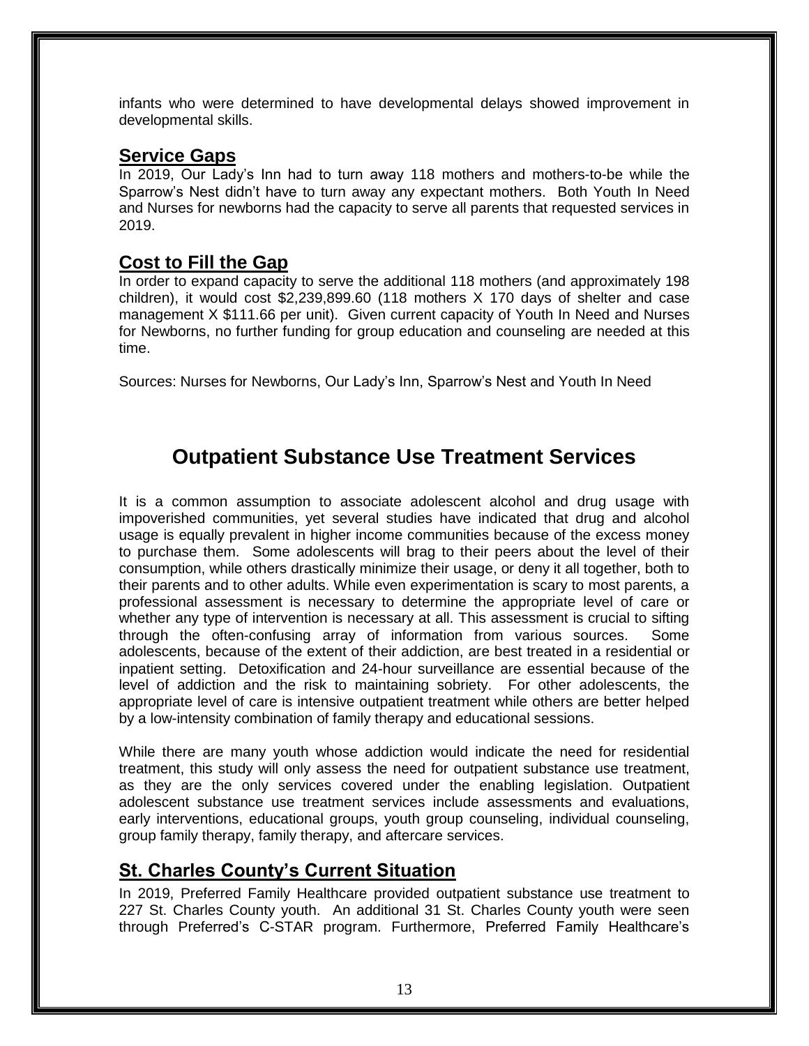infants who were determined to have developmental delays showed improvement in developmental skills.

## Service Gaps

In 2019, Our Lady's Inn had to turn away 118 mothers and mothers-to-be while the Sparrow's Nest didn't have to turn away any expectant mothers. Both Youth In Need and Nurses for newborns had the capacity to serve all parents that requested services in 2019.

## Cost to Fill the Gap

In order to expand capacity to serve the additional 118 mothers (and approximately 198 children), it would cost $2,239,899.60 (118 mothers X 170 days of shelter and case management X $111.66 per unit). Given current capacity of Youth In Need and Nurses for Newborns, no further funding for group education and counseling are needed at this time.

Sources: Nurses for Newborns, Our Lady's Inn, Sparrow's Nest and Youth In Need

# Outpatient Substance Use Treatment Services

It is a common assumption to associate adolescent alcohol and drug usage with impoverished communities, yet several studies have indicated that drug and alcohol usage is equally prevalent in higher income communities because of the excess money to purchase them. Some adolescents will brag to their peers about the level of their consumption, while others drastically minimize their usage, or deny it all together, both to their parents and to other adults. While even experimentation is scary to most parents, a professional assessment is necessary to determine the appropriate level of care or whether any type of intervention is necessary at all. This assessment is crucial to sifting through the often-confusing array of information from various sources. Some adolescents, because of the extent of their addiction, are best treated in a residential or inpatient setting. Detoxification and 24-hour surveillance are essential because of the level of addiction and the risk to maintaining sobriety. For other adolescents, the appropriate level of care is intensive outpatient treatment while others are better helped by a low-intensity combination of family therapy and educational sessions.

While there are many youth whose addiction would indicate the need for residential treatment, this study will only assess the need for outpatient substance use treatment, as they are the only services covered under the enabling legislation. Outpatient adolescent substance use treatment services include assessments and evaluations, early interventions, educational groups, youth group counseling, individual counseling, group family therapy, family therapy, and aftercare services.

## St. Charles County's Current Situation

In 2019, Preferred Family Healthcare provided outpatient substance use treatment to 227 St. Charles County youth. An additional 31 St. Charles County youth were seen through Preferred's C-STAR program. Furthermore, Preferred Family Healthcare's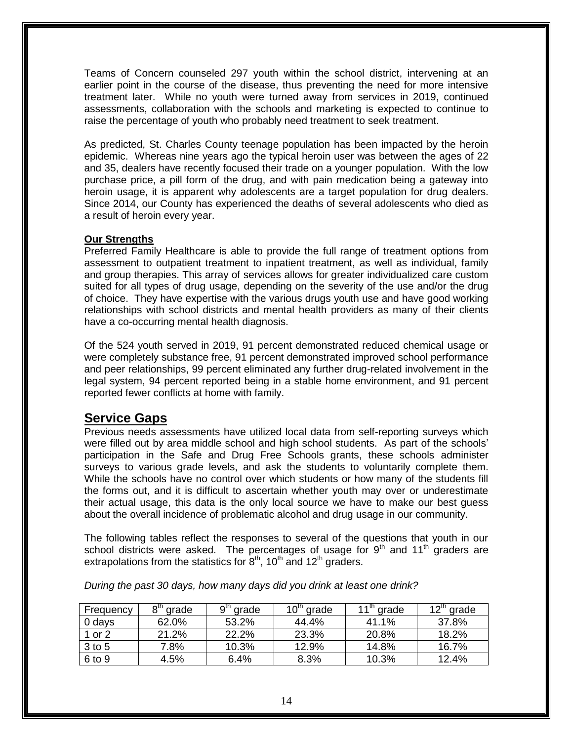Teams of Concern counseled 297 youth within the school district, intervening at an earlier point in the course of the disease, thus preventing the need for more intensive treatment later. While no youth were turned away from services in 2019, continued assessments, collaboration with the schools and marketing is expected to continue to raise the percentage of youth who probably need treatment to seek treatment.

As predicted, St. Charles County teenage population has been impacted by the heroin epidemic. Whereas nine years ago the typical heroin user was between the ages of 22 and 35, dealers have recently focused their trade on a younger population. With the low purchase price, a pill form of the drug, and with pain medication being a gateway into heroin usage, it is apparent why adolescents are a target population for drug dealers. Since 2014, our County has experienced the deaths of several adolescents who died as a result of heroin every year.

**Our Strengths**

Preferred Family Healthcare is able to provide the full range of treatment options from assessment to outpatient treatment to inpatient treatment, as well as individual, family and group therapies. This array of services allows for greater individualized care custom suited for all types of drug usage, depending on the severity of the use and/or the drug of choice. They have expertise with the various drugs youth use and have good working relationships with school districts and mental health providers as many of their clients have a co-occurring mental health diagnosis.

Of the 524 youth served in 2019, 91 percent demonstrated reduced chemical usage or were completely substance free, 91 percent demonstrated improved school performance and peer relationships, 99 percent eliminated any further drug-related involvement in the legal system, 94 percent reported being in a stable home environment, and 91 percent reported fewer conflicts at home with family.

## Service Gaps

Previous needs assessments have utilized local data from self-reporting surveys which were filled out by area middle school and high school students. As part of the schools' participation in the Safe and Drug Free Schools grants, these schools administer surveys to various grade levels, and ask the students to voluntarily complete them. While the schools have no control over which students or how many of the students fill the forms out, and it is difficult to ascertain whether youth may over or underestimate their actual usage, this data is the only local source we have to make our best guess about the overall incidence of problematic alcohol and drug usage in our community.

The following tables reflect the responses to several of the questions that youth in our school districts were asked. The percentages of usage for 9th and 11th graders are extrapolations from the statistics for 8th, 10th and 12th graders.

*During the past 30 days, how many days did you drink at least one drink?*

| Frequency | 8th grade | 9th grade | 10th grade | 11th grade | 12th grade |
|---|---|---|---|---|---|
| 0 days | 62.0% | 53.2% | 44.4% | 41.1% | 37.8% |
| 1 or 2 | 21.2% | 22.2% | 23.3% | 20.8% | 18.2% |
| 3 to 5 | 7.8% | 10.3% | 12.9% | 14.8% | 16.7% |
| 6 to 9 | 4.5% | 6.4% | 8.3% | 10.3% | 12.4% |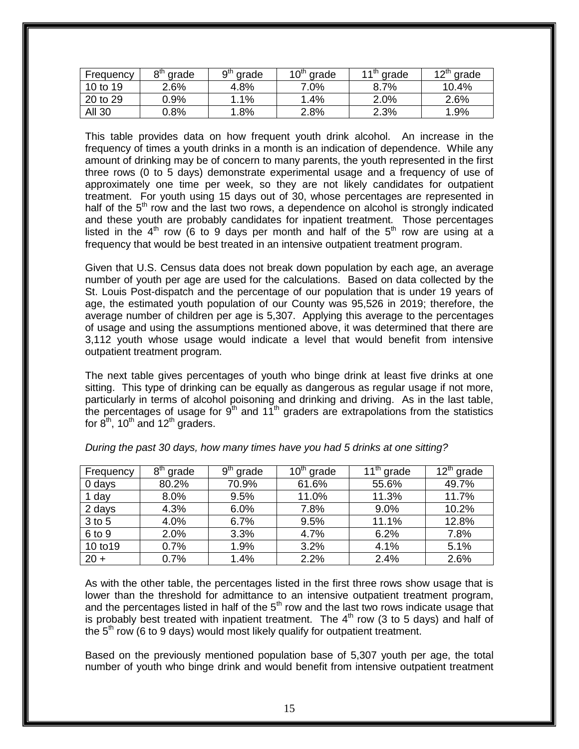| Frequency | 8th grade | 9th grade | 10th grade | 11th grade | 12th grade |
|---|---|---|---|---|---|
| 10 to 19 | 2.6% | 4.8% | 7.0% | 8.7% | 10.4% |
| 20 to 29 | 0.9% | 1.1% | 1.4% | 2.0% | 2.6% |
| All 30 | 0.8% | 1.8% | 2.8% | 2.3% | 1.9% |

This table provides data on how frequent youth drink alcohol. An increase in the frequency of times a youth drinks in a month is an indication of dependence. While any amount of drinking may be of concern to many parents, the youth represented in the first three rows (0 to 5 days) demonstrate experimental usage and a frequency of use of approximately one time per week, so they are not likely candidates for outpatient treatment. For youth using 15 days out of 30, whose percentages are represented in half of the 5th row and the last two rows, a dependence on alcohol is strongly indicated and these youth are probably candidates for inpatient treatment. Those percentages listed in the 4th row (6 to 9 days per month and half of the 5th row are using at a frequency that would be best treated in an intensive outpatient treatment program.

Given that U.S. Census data does not break down population by each age, an average number of youth per age are used for the calculations. Based on data collected by the St. Louis Post-dispatch and the percentage of our population that is under 19 years of age, the estimated youth population of our County was 95,526 in 2019; therefore, the average number of children per age is 5,307. Applying this average to the percentages of usage and using the assumptions mentioned above, it was determined that there are 3,112 youth whose usage would indicate a level that would benefit from intensive outpatient treatment program.

The next table gives percentages of youth who binge drink at least five drinks at one sitting. This type of drinking can be equally as dangerous as regular usage if not more, particularly in terms of alcohol poisoning and drinking and driving. As in the last table, the percentages of usage for 9th and 11th graders are extrapolations from the statistics for 8th, 10th and 12th graders.

*During the past 30 days, how many times have you had 5 drinks at one sitting?*

| Frequency | 8th grade | 9th grade | 10th grade | 11th grade | 12th grade |
|---|---|---|---|---|---|
| 0 days | 80.2% | 70.9% | 61.6% | 55.6% | 49.7% |
| 1 day | 8.0% | 9.5% | 11.0% | 11.3% | 11.7% |
| 2 days | 4.3% | 6.0% | 7.8% | 9.0% | 10.2% |
| 3 to 5 | 4.0% | 6.7% | 9.5% | 11.1% | 12.8% |
| 6 to 9 | 2.0% | 3.3% | 4.7% | 6.2% | 7.8% |
| 10 to19 | 0.7% | 1.9% | 3.2% | 4.1% | 5.1% |
| 20 + | 0.7% | 1.4% | 2.2% | 2.4% | 2.6% |

As with the other table, the percentages listed in the first three rows show usage that is lower than the threshold for admittance to an intensive outpatient treatment program, and the percentages listed in half of the 5th row and the last two rows indicate usage that is probably best treated with inpatient treatment. The 4th row (3 to 5 days) and half of the 5th row (6 to 9 days) would most likely qualify for outpatient treatment.

Based on the previously mentioned population base of 5,307 youth per age, the total number of youth who binge drink and would benefit from intensive outpatient treatment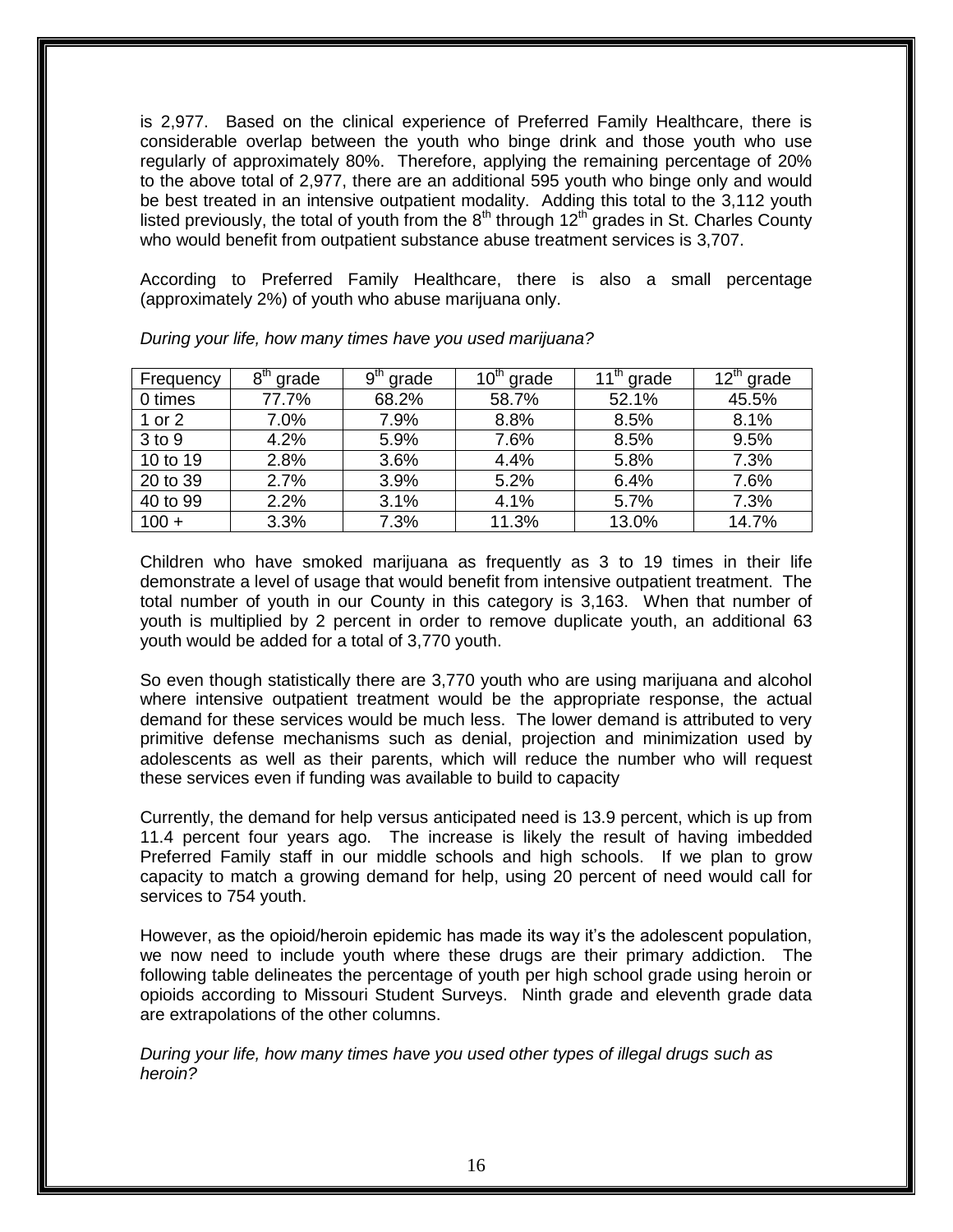is 2,977. Based on the clinical experience of Preferred Family Healthcare, there is considerable overlap between the youth who binge drink and those youth who use regularly of approximately 80%. Therefore, applying the remaining percentage of 20% to the above total of 2,977, there are an additional 595 youth who binge only and would be best treated in an intensive outpatient modality. Adding this total to the 3,112 youth listed previously, the total of youth from the 8th through 12th grades in St. Charles County who would benefit from outpatient substance abuse treatment services is 3,707.

According to Preferred Family Healthcare, there is also a small percentage (approximately 2%) of youth who abuse marijuana only.

*During your life, how many times have you used marijuana?*

| Frequency | 8th grade | 9th grade | 10th grade | 11th grade | 12th grade |
|---|---|---|---|---|---|
| 0 times | 77.7% | 68.2% | 58.7% | 52.1% | 45.5% |
| 1 or 2 | 7.0% | 7.9% | 8.8% | 8.5% | 8.1% |
| 3 to 9 | 4.2% | 5.9% | 7.6% | 8.5% | 9.5% |
| 10 to 19 | 2.8% | 3.6% | 4.4% | 5.8% | 7.3% |
| 20 to 39 | 2.7% | 3.9% | 5.2% | 6.4% | 7.6% |
| 40 to 99 | 2.2% | 3.1% | 4.1% | 5.7% | 7.3% |
| 100 + | 3.3% | 7.3% | 11.3% | 13.0% | 14.7% |

Children who have smoked marijuana as frequently as 3 to 19 times in their life demonstrate a level of usage that would benefit from intensive outpatient treatment. The total number of youth in our County in this category is 3,163. When that number of youth is multiplied by 2 percent in order to remove duplicate youth, an additional 63 youth would be added for a total of 3,770 youth.

So even though statistically there are 3,770 youth who are using marijuana and alcohol where intensive outpatient treatment would be the appropriate response, the actual demand for these services would be much less. The lower demand is attributed to very primitive defense mechanisms such as denial, projection and minimization used by adolescents as well as their parents, which will reduce the number who will request these services even if funding was available to build to capacity

Currently, the demand for help versus anticipated need is 13.9 percent, which is up from 11.4 percent four years ago. The increase is likely the result of having imbedded Preferred Family staff in our middle schools and high schools. If we plan to grow capacity to match a growing demand for help, using 20 percent of need would call for services to 754 youth.

However, as the opioid/heroin epidemic has made its way it's the adolescent population, we now need to include youth where these drugs are their primary addiction. The following table delineates the percentage of youth per high school grade using heroin or opioids according to Missouri Student Surveys. Ninth grade and eleventh grade data are extrapolations of the other columns.

*During your life, how many times have you used other types of illegal drugs such as heroin?*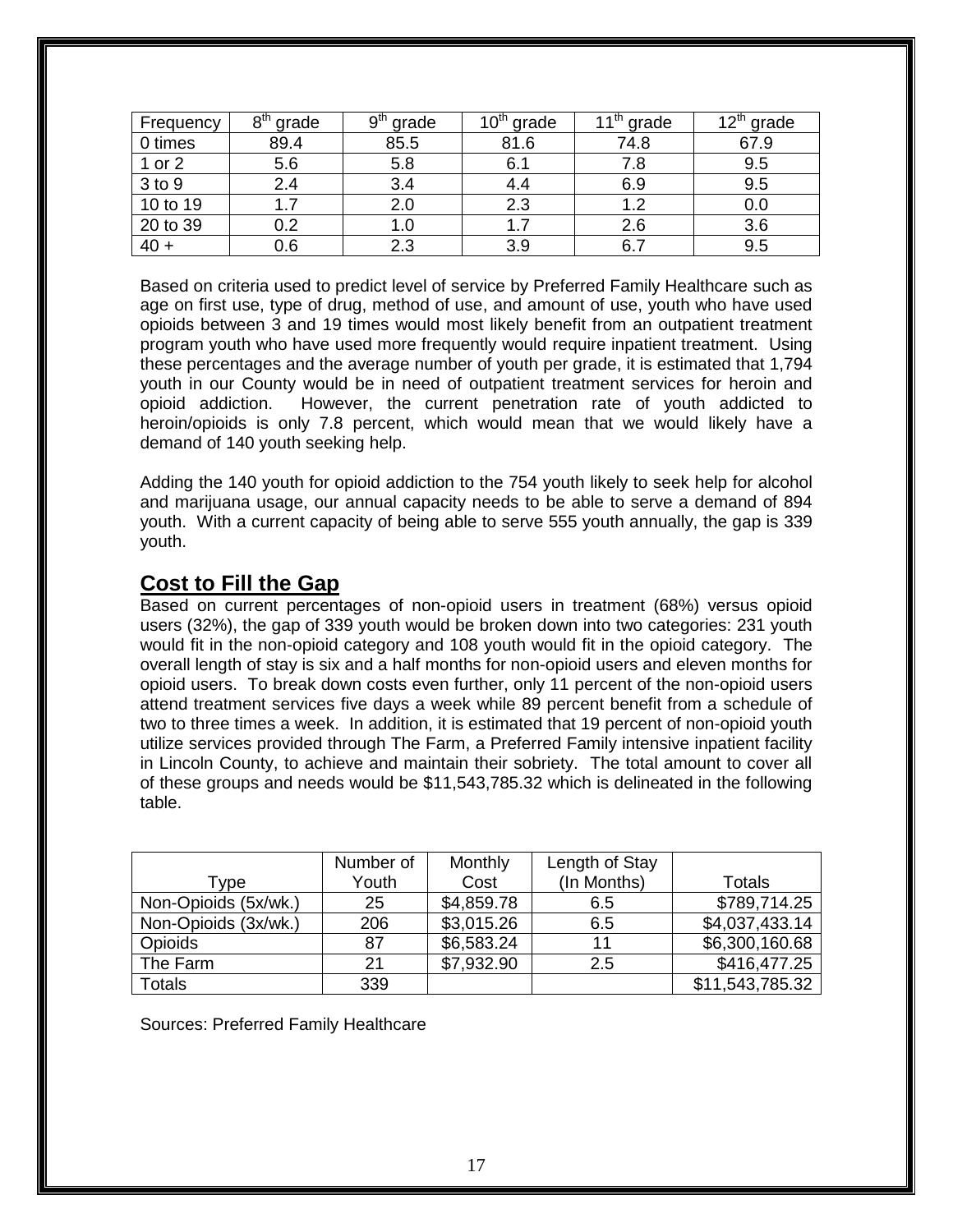| Frequency | 8th grade | 9th grade | 10th grade | 11th grade | 12th grade |
|---|---|---|---|---|---|
| 0 times | 89.4 | 85.5 | 81.6 | 74.8 | 67.9 |
| 1 or 2 | 5.6 | 5.8 | 6.1 | 7.8 | 9.5 |
| 3 to 9 | 2.4 | 3.4 | 4.4 | 6.9 | 9.5 |
| 10 to 19 | 1.7 | 2.0 | 2.3 | 1.2 | 0.0 |
| 20 to 39 | 0.2 | 1.0 | 1.7 | 2.6 | 3.6 |
| 40 + | 0.6 | 2.3 | 3.9 | 6.7 | 9.5 |

Based on criteria used to predict level of service by Preferred Family Healthcare such as age on first use, type of drug, method of use, and amount of use, youth who have used opioids between 3 and 19 times would most likely benefit from an outpatient treatment program youth who have used more frequently would require inpatient treatment. Using these percentages and the average number of youth per grade, it is estimated that 1,794 youth in our County would be in need of outpatient treatment services for heroin and opioid addiction. However, the current penetration rate of youth addicted to heroin/opioids is only 7.8 percent, which would mean that we would likely have a demand of 140 youth seeking help.

Adding the 140 youth for opioid addiction to the 754 youth likely to seek help for alcohol and marijuana usage, our annual capacity needs to be able to serve a demand of 894 youth. With a current capacity of being able to serve 555 youth annually, the gap is 339 youth.

## Cost to Fill the Gap

Based on current percentages of non-opioid users in treatment (68%) versus opioid users (32%), the gap of 339 youth would be broken down into two categories: 231 youth would fit in the non-opioid category and 108 youth would fit in the opioid category. The overall length of stay is six and a half months for non-opioid users and eleven months for opioid users. To break down costs even further, only 11 percent of the non-opioid users attend treatment services five days a week while 89 percent benefit from a schedule of two to three times a week. In addition, it is estimated that 19 percent of non-opioid youth utilize services provided through The Farm, a Preferred Family intensive inpatient facility in Lincoln County, to achieve and maintain their sobriety. The total amount to cover all of these groups and needs would be $11,543,785.32 which is delineated in the following table.

| Type | Number of Youth | Monthly Cost | Length of Stay (In Months) | Totals |
|---|---|---|---|---|
| Non-Opioids (5x/wk.) | 25 | $4,859.78 | 6.5 | $789,714.25 |
| Non-Opioids (3x/wk.) | 206 | $3,015.26 | 6.5 | $4,037,433.14 |
| Opioids | 87 | $6,583.24 | 11 | $6,300,160.68 |
| The Farm | 21 | $7,932.90 | 2.5 | $416,477.25 |
| Totals | 339 | | | $11,543,785.32 |

Sources: Preferred Family Healthcare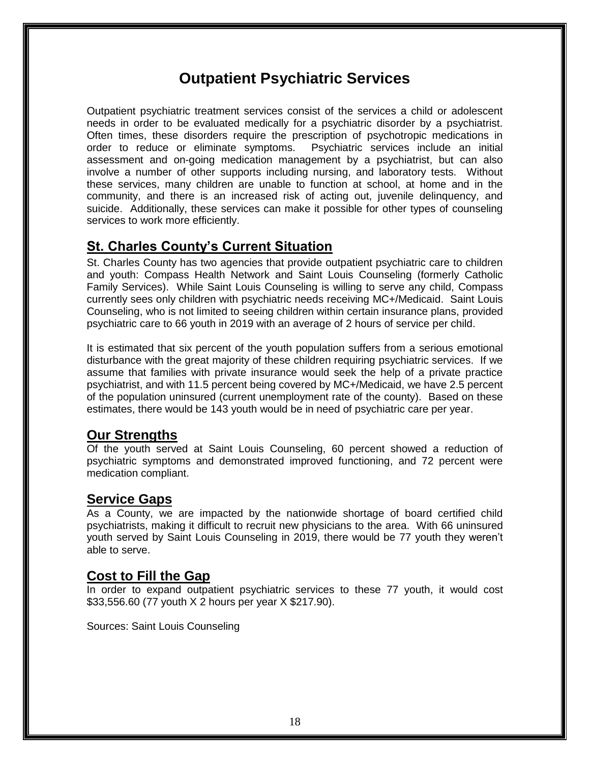# Outpatient Psychiatric Services

Outpatient psychiatric treatment services consist of the services a child or adolescent needs in order to be evaluated medically for a psychiatric disorder by a psychiatrist. Often times, these disorders require the prescription of psychotropic medications in order to reduce or eliminate symptoms. Psychiatric services include an initial assessment and on-going medication management by a psychiatrist, but can also involve a number of other supports including nursing, and laboratory tests. Without these services, many children are unable to function at school, at home and in the community, and there is an increased risk of acting out, juvenile delinquency, and suicide. Additionally, these services can make it possible for other types of counseling services to work more efficiently.

## St. Charles County's Current Situation

St. Charles County has two agencies that provide outpatient psychiatric care to children and youth: Compass Health Network and Saint Louis Counseling (formerly Catholic Family Services). While Saint Louis Counseling is willing to serve any child, Compass currently sees only children with psychiatric needs receiving MC+/Medicaid. Saint Louis Counseling, who is not limited to seeing children within certain insurance plans, provided psychiatric care to 66 youth in 2019 with an average of 2 hours of service per child.

It is estimated that six percent of the youth population suffers from a serious emotional disturbance with the great majority of these children requiring psychiatric services. If we assume that families with private insurance would seek the help of a private practice psychiatrist, and with 11.5 percent being covered by MC+/Medicaid, we have 2.5 percent of the population uninsured (current unemployment rate of the county). Based on these estimates, there would be 143 youth would be in need of psychiatric care per year.

## Our Strengths

Of the youth served at Saint Louis Counseling, 60 percent showed a reduction of psychiatric symptoms and demonstrated improved functioning, and 72 percent were medication compliant.

## Service Gaps

As a County, we are impacted by the nationwide shortage of board certified child psychiatrists, making it difficult to recruit new physicians to the area. With 66 uninsured youth served by Saint Louis Counseling in 2019, there would be 77 youth they weren't able to serve.

## Cost to Fill the Gap

In order to expand outpatient psychiatric services to these 77 youth, it would cost $33,556.60 (77 youth X 2 hours per year X $217.90).

Sources: Saint Louis Counseling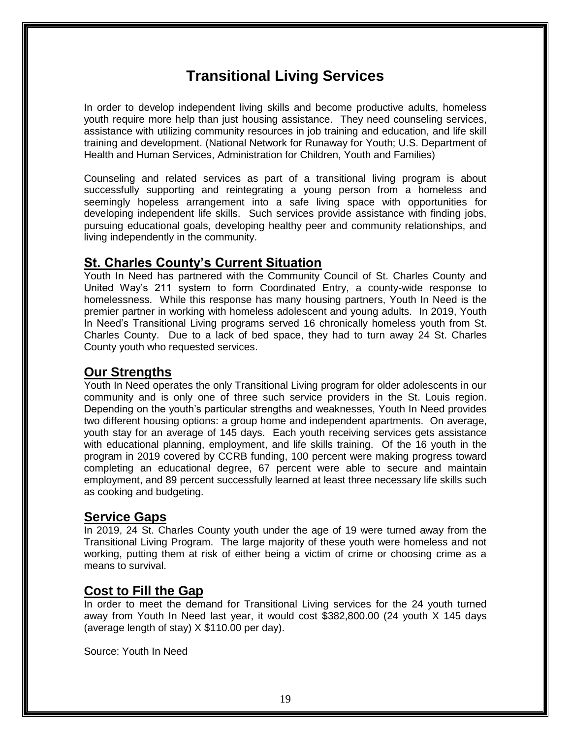# Transitional Living Services

In order to develop independent living skills and become productive adults, homeless youth require more help than just housing assistance. They need counseling services, assistance with utilizing community resources in job training and education, and life skill training and development. (National Network for Runaway for Youth; U.S. Department of Health and Human Services, Administration for Children, Youth and Families)

Counseling and related services as part of a transitional living program is about successfully supporting and reintegrating a young person from a homeless and seemingly hopeless arrangement into a safe living space with opportunities for developing independent life skills. Such services provide assistance with finding jobs, pursuing educational goals, developing healthy peer and community relationships, and living independently in the community.

## St. Charles County's Current Situation

Youth In Need has partnered with the Community Council of St. Charles County and United Way's 211 system to form Coordinated Entry, a county-wide response to homelessness. While this response has many housing partners, Youth In Need is the premier partner in working with homeless adolescent and young adults. In 2019, Youth In Need's Transitional Living programs served 16 chronically homeless youth from St. Charles County. Due to a lack of bed space, they had to turn away 24 St. Charles County youth who requested services.

## Our Strengths

Youth In Need operates the only Transitional Living program for older adolescents in our community and is only one of three such service providers in the St. Louis region. Depending on the youth's particular strengths and weaknesses, Youth In Need provides two different housing options: a group home and independent apartments. On average, youth stay for an average of 145 days. Each youth receiving services gets assistance with educational planning, employment, and life skills training. Of the 16 youth in the program in 2019 covered by CCRB funding, 100 percent were making progress toward completing an educational degree, 67 percent were able to secure and maintain employment, and 89 percent successfully learned at least three necessary life skills such as cooking and budgeting.

## Service Gaps

In 2019, 24 St. Charles County youth under the age of 19 were turned away from the Transitional Living Program. The large majority of these youth were homeless and not working, putting them at risk of either being a victim of crime or choosing crime as a means to survival.

## Cost to Fill the Gap

In order to meet the demand for Transitional Living services for the 24 youth turned away from Youth In Need last year, it would cost $382,800.00 (24 youth X 145 days (average length of stay) X $110.00 per day).

Source: Youth In Need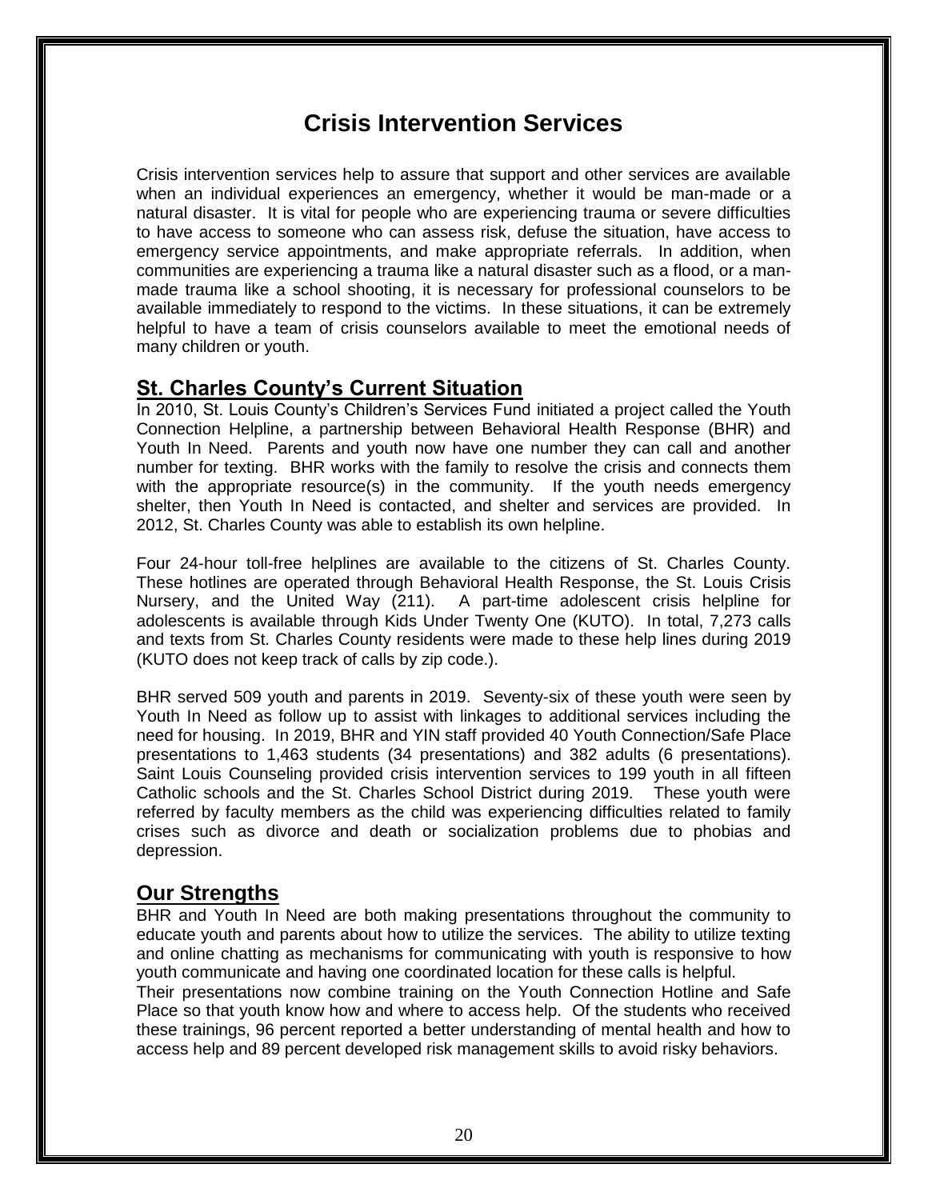# Crisis Intervention Services

Crisis intervention services help to assure that support and other services are available when an individual experiences an emergency, whether it would be man-made or a natural disaster. It is vital for people who are experiencing trauma or severe difficulties to have access to someone who can assess risk, defuse the situation, have access to emergency service appointments, and make appropriate referrals. In addition, when communities are experiencing a trauma like a natural disaster such as a flood, or a man-made trauma like a school shooting, it is necessary for professional counselors to be available immediately to respond to the victims. In these situations, it can be extremely helpful to have a team of crisis counselors available to meet the emotional needs of many children or youth.

## St. Charles County's Current Situation

In 2010, St. Louis County's Children's Services Fund initiated a project called the Youth Connection Helpline, a partnership between Behavioral Health Response (BHR) and Youth In Need. Parents and youth now have one number they can call and another number for texting. BHR works with the family to resolve the crisis and connects them with the appropriate resource(s) in the community. If the youth needs emergency shelter, then Youth In Need is contacted, and shelter and services are provided. In 2012, St. Charles County was able to establish its own helpline.

Four 24-hour toll-free helplines are available to the citizens of St. Charles County. These hotlines are operated through Behavioral Health Response, the St. Louis Crisis Nursery, and the United Way (211). A part-time adolescent crisis helpline for adolescents is available through Kids Under Twenty One (KUTO). In total, 7,273 calls and texts from St. Charles County residents were made to these help lines during 2019 (KUTO does not keep track of calls by zip code.).

BHR served 509 youth and parents in 2019. Seventy-six of these youth were seen by Youth In Need as follow up to assist with linkages to additional services including the need for housing. In 2019, BHR and YIN staff provided 40 Youth Connection/Safe Place presentations to 1,463 students (34 presentations) and 382 adults (6 presentations). Saint Louis Counseling provided crisis intervention services to 199 youth in all fifteen Catholic schools and the St. Charles School District during 2019. These youth were referred by faculty members as the child was experiencing difficulties related to family crises such as divorce and death or socialization problems due to phobias and depression.

## Our Strengths

BHR and Youth In Need are both making presentations throughout the community to educate youth and parents about how to utilize the services. The ability to utilize texting and online chatting as mechanisms for communicating with youth is responsive to how youth communicate and having one coordinated location for these calls is helpful.

Their presentations now combine training on the Youth Connection Hotline and Safe Place so that youth know how and where to access help. Of the students who received these trainings, 96 percent reported a better understanding of mental health and how to access help and 89 percent developed risk management skills to avoid risky behaviors.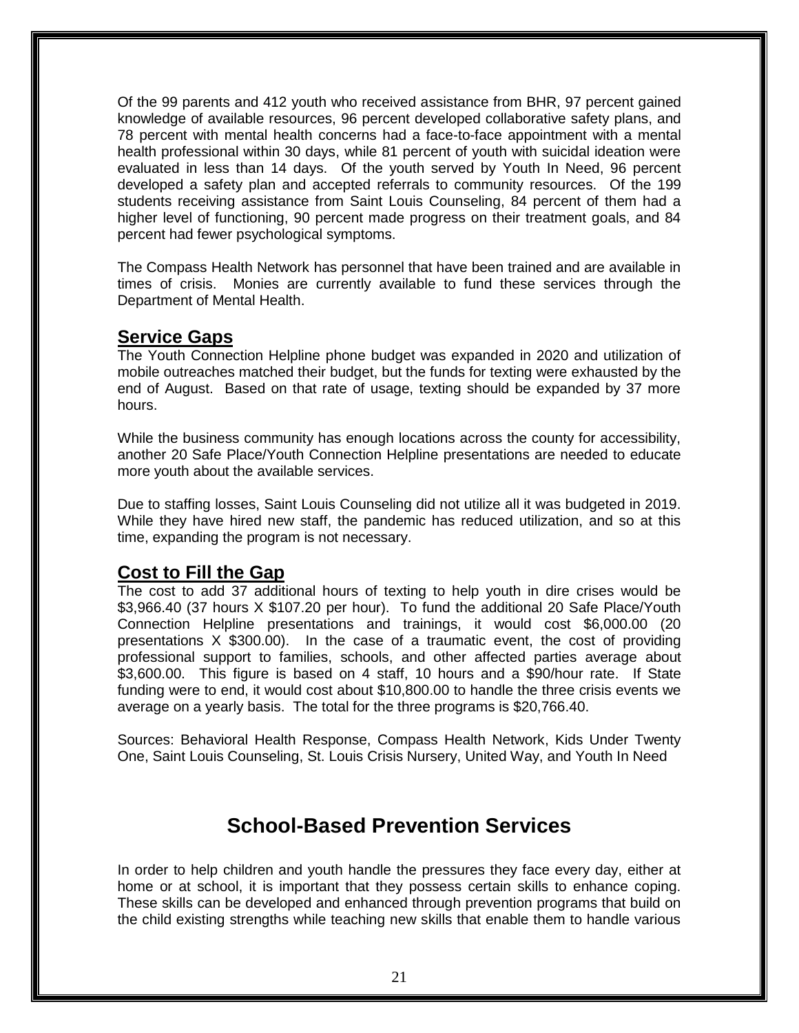Of the 99 parents and 412 youth who received assistance from BHR, 97 percent gained knowledge of available resources, 96 percent developed collaborative safety plans, and 78 percent with mental health concerns had a face-to-face appointment with a mental health professional within 30 days, while 81 percent of youth with suicidal ideation were evaluated in less than 14 days. Of the youth served by Youth In Need, 96 percent developed a safety plan and accepted referrals to community resources. Of the 199 students receiving assistance from Saint Louis Counseling, 84 percent of them had a higher level of functioning, 90 percent made progress on their treatment goals, and 84 percent had fewer psychological symptoms.

The Compass Health Network has personnel that have been trained and are available in times of crisis. Monies are currently available to fund these services through the Department of Mental Health.

## Service Gaps

The Youth Connection Helpline phone budget was expanded in 2020 and utilization of mobile outreaches matched their budget, but the funds for texting were exhausted by the end of August. Based on that rate of usage, texting should be expanded by 37 more hours.

While the business community has enough locations across the county for accessibility, another 20 Safe Place/Youth Connection Helpline presentations are needed to educate more youth about the available services.

Due to staffing losses, Saint Louis Counseling did not utilize all it was budgeted in 2019. While they have hired new staff, the pandemic has reduced utilization, and so at this time, expanding the program is not necessary.

## Cost to Fill the Gap

The cost to add 37 additional hours of texting to help youth in dire crises would be $3,966.40 (37 hours X $107.20 per hour). To fund the additional 20 Safe Place/Youth Connection Helpline presentations and trainings, it would cost $6,000.00 (20 presentations X $300.00). In the case of a traumatic event, the cost of providing professional support to families, schools, and other affected parties average about $3,600.00. This figure is based on 4 staff, 10 hours and a $90/hour rate. If State funding were to end, it would cost about $10,800.00 to handle the three crisis events we average on a yearly basis. The total for the three programs is $20,766.40.

Sources: Behavioral Health Response, Compass Health Network, Kids Under Twenty One, Saint Louis Counseling, St. Louis Crisis Nursery, United Way, and Youth In Need

# School-Based Prevention Services

In order to help children and youth handle the pressures they face every day, either at home or at school, it is important that they possess certain skills to enhance coping. These skills can be developed and enhanced through prevention programs that build on the child existing strengths while teaching new skills that enable them to handle various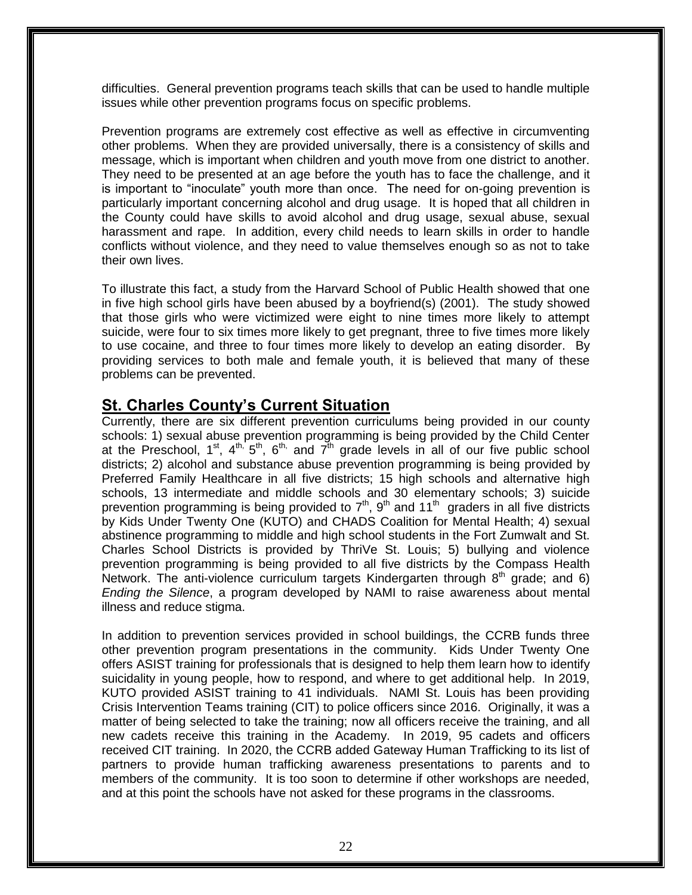difficulties. General prevention programs teach skills that can be used to handle multiple issues while other prevention programs focus on specific problems.

Prevention programs are extremely cost effective as well as effective in circumventing other problems. When they are provided universally, there is a consistency of skills and message, which is important when children and youth move from one district to another. They need to be presented at an age before the youth has to face the challenge, and it is important to "inoculate" youth more than once. The need for on-going prevention is particularly important concerning alcohol and drug usage. It is hoped that all children in the County could have skills to avoid alcohol and drug usage, sexual abuse, sexual harassment and rape. In addition, every child needs to learn skills in order to handle conflicts without violence, and they need to value themselves enough so as not to take their own lives.

To illustrate this fact, a study from the Harvard School of Public Health showed that one in five high school girls have been abused by a boyfriend(s) (2001). The study showed that those girls who were victimized were eight to nine times more likely to attempt suicide, were four to six times more likely to get pregnant, three to five times more likely to use cocaine, and three to four times more likely to develop an eating disorder. By providing services to both male and female youth, it is believed that many of these problems can be prevented.

## St. Charles County's Current Situation

Currently, there are six different prevention curriculums being provided in our county schools: 1) sexual abuse prevention programming is being provided by the Child Center at the Preschool, 1st, 4th, 5th, 6th, and 7th grade levels in all of our five public school districts; 2) alcohol and substance abuse prevention programming is being provided by Preferred Family Healthcare in all five districts; 15 high schools and alternative high schools, 13 intermediate and middle schools and 30 elementary schools; 3) suicide prevention programming is being provided to 7th, 9th and 11th graders in all five districts by Kids Under Twenty One (KUTO) and CHADS Coalition for Mental Health; 4) sexual abstinence programming to middle and high school students in the Fort Zumwalt and St. Charles School Districts is provided by ThriVe St. Louis; 5) bullying and violence prevention programming is being provided to all five districts by the Compass Health Network. The anti-violence curriculum targets Kindergarten through 8th grade; and 6) *Ending the Silence*, a program developed by NAMI to raise awareness about mental illness and reduce stigma.

In addition to prevention services provided in school buildings, the CCRB funds three other prevention program presentations in the community. Kids Under Twenty One offers ASIST training for professionals that is designed to help them learn how to identify suicidality in young people, how to respond, and where to get additional help. In 2019, KUTO provided ASIST training to 41 individuals. NAMI St. Louis has been providing Crisis Intervention Teams training (CIT) to police officers since 2016. Originally, it was a matter of being selected to take the training; now all officers receive the training, and all new cadets receive this training in the Academy. In 2019, 95 cadets and officers received CIT training. In 2020, the CCRB added Gateway Human Trafficking to its list of partners to provide human trafficking awareness presentations to parents and to members of the community. It is too soon to determine if other workshops are needed, and at this point the schools have not asked for these programs in the classrooms.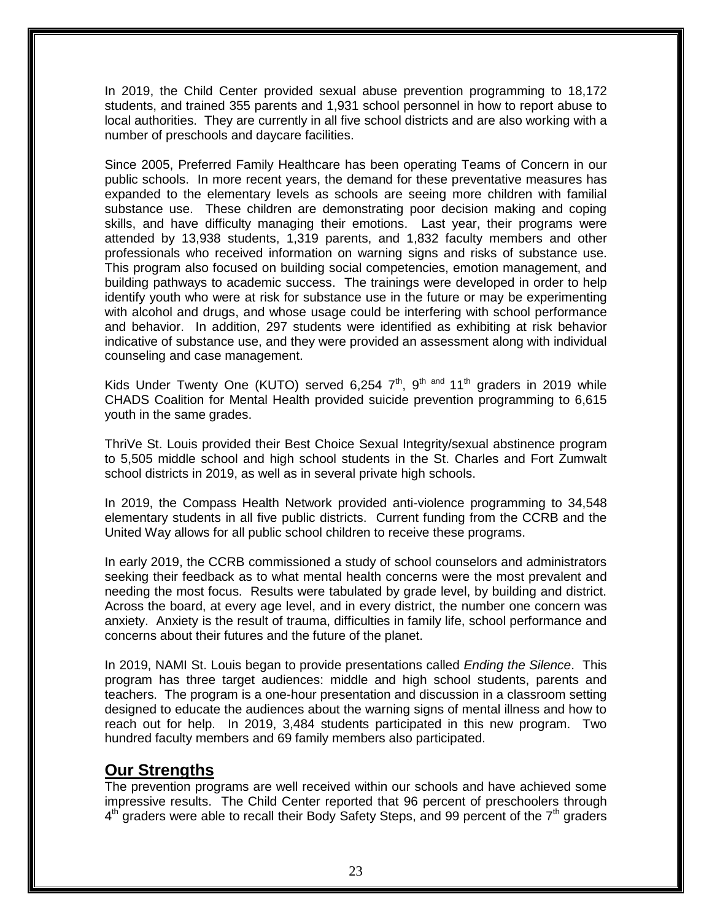In 2019, the Child Center provided sexual abuse prevention programming to 18,172 students, and trained 355 parents and 1,931 school personnel in how to report abuse to local authorities. They are currently in all five school districts and are also working with a number of preschools and daycare facilities.

Since 2005, Preferred Family Healthcare has been operating Teams of Concern in our public schools. In more recent years, the demand for these preventative measures has expanded to the elementary levels as schools are seeing more children with familial substance use. These children are demonstrating poor decision making and coping skills, and have difficulty managing their emotions. Last year, their programs were attended by 13,938 students, 1,319 parents, and 1,832 faculty members and other professionals who received information on warning signs and risks of substance use. This program also focused on building social competencies, emotion management, and building pathways to academic success. The trainings were developed in order to help identify youth who were at risk for substance use in the future or may be experimenting with alcohol and drugs, and whose usage could be interfering with school performance and behavior. In addition, 297 students were identified as exhibiting at risk behavior indicative of substance use, and they were provided an assessment along with individual counseling and case management.

Kids Under Twenty One (KUTO) served 6,254 7th, 9th and 11th graders in 2019 while CHADS Coalition for Mental Health provided suicide prevention programming to 6,615 youth in the same grades.

ThriVe St. Louis provided their Best Choice Sexual Integrity/sexual abstinence program to 5,505 middle school and high school students in the St. Charles and Fort Zumwalt school districts in 2019, as well as in several private high schools.

In 2019, the Compass Health Network provided anti-violence programming to 34,548 elementary students in all five public districts. Current funding from the CCRB and the United Way allows for all public school children to receive these programs.

In early 2019, the CCRB commissioned a study of school counselors and administrators seeking their feedback as to what mental health concerns were the most prevalent and needing the most focus. Results were tabulated by grade level, by building and district. Across the board, at every age level, and in every district, the number one concern was anxiety. Anxiety is the result of trauma, difficulties in family life, school performance and concerns about their futures and the future of the planet.

In 2019, NAMI St. Louis began to provide presentations called *Ending the Silence*. This program has three target audiences: middle and high school students, parents and teachers. The program is a one-hour presentation and discussion in a classroom setting designed to educate the audiences about the warning signs of mental illness and how to reach out for help. In 2019, 3,484 students participated in this new program. Two hundred faculty members and 69 family members also participated.

## Our Strengths

The prevention programs are well received within our schools and have achieved some impressive results. The Child Center reported that 96 percent of preschoolers through 4th graders were able to recall their Body Safety Steps, and 99 percent of the 7th graders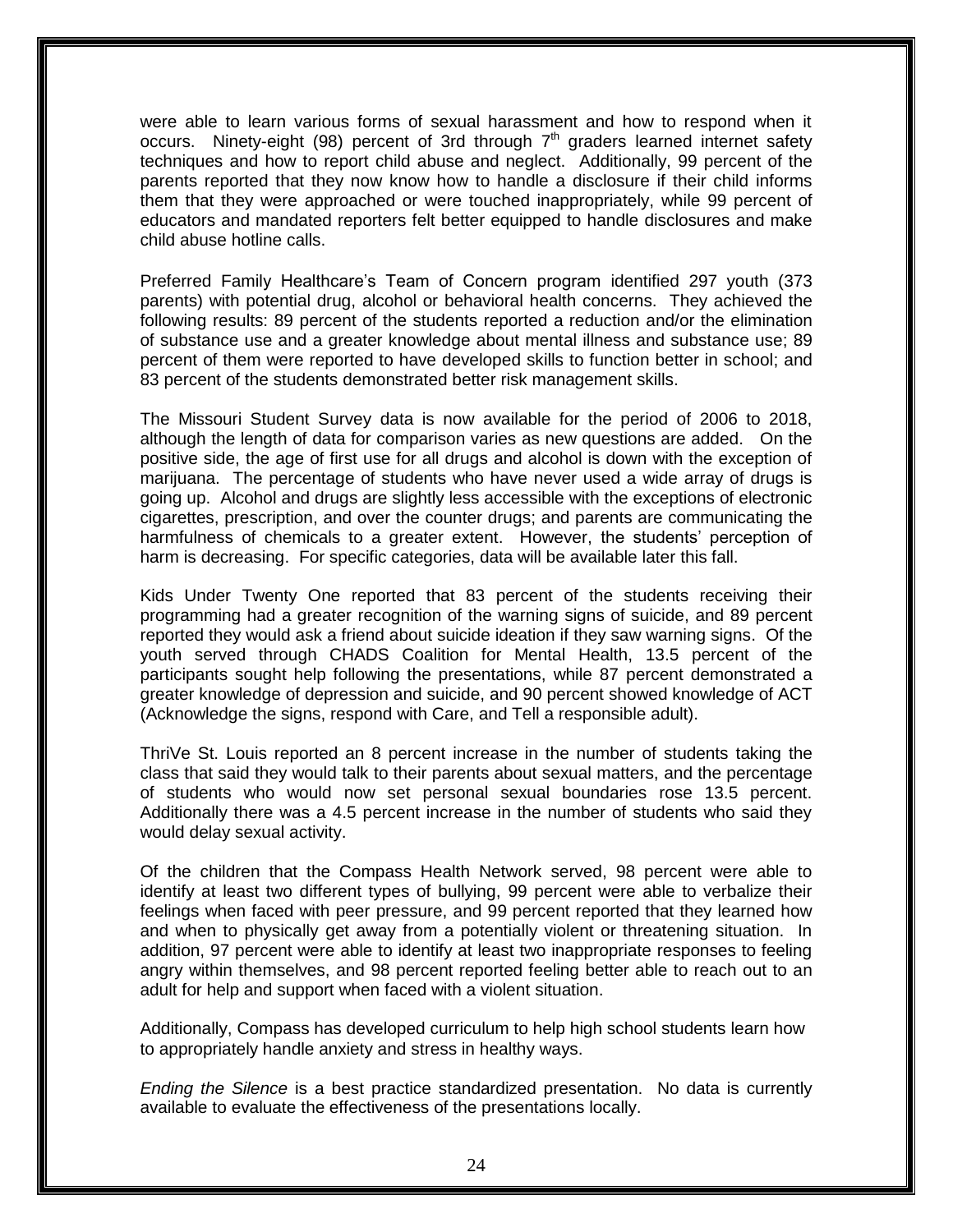were able to learn various forms of sexual harassment and how to respond when it occurs. Ninety-eight (98) percent of 3rd through 7th graders learned internet safety techniques and how to report child abuse and neglect. Additionally, 99 percent of the parents reported that they now know how to handle a disclosure if their child informs them that they were approached or were touched inappropriately, while 99 percent of educators and mandated reporters felt better equipped to handle disclosures and make child abuse hotline calls.

Preferred Family Healthcare's Team of Concern program identified 297 youth (373 parents) with potential drug, alcohol or behavioral health concerns. They achieved the following results: 89 percent of the students reported a reduction and/or the elimination of substance use and a greater knowledge about mental illness and substance use; 89 percent of them were reported to have developed skills to function better in school; and 83 percent of the students demonstrated better risk management skills.

The Missouri Student Survey data is now available for the period of 2006 to 2018, although the length of data for comparison varies as new questions are added. On the positive side, the age of first use for all drugs and alcohol is down with the exception of marijuana. The percentage of students who have never used a wide array of drugs is going up. Alcohol and drugs are slightly less accessible with the exceptions of electronic cigarettes, prescription, and over the counter drugs; and parents are communicating the harmfulness of chemicals to a greater extent. However, the students' perception of harm is decreasing. For specific categories, data will be available later this fall.

Kids Under Twenty One reported that 83 percent of the students receiving their programming had a greater recognition of the warning signs of suicide, and 89 percent reported they would ask a friend about suicide ideation if they saw warning signs. Of the youth served through CHADS Coalition for Mental Health, 13.5 percent of the participants sought help following the presentations, while 87 percent demonstrated a greater knowledge of depression and suicide, and 90 percent showed knowledge of ACT (Acknowledge the signs, respond with Care, and Tell a responsible adult).

ThriVe St. Louis reported an 8 percent increase in the number of students taking the class that said they would talk to their parents about sexual matters, and the percentage of students who would now set personal sexual boundaries rose 13.5 percent. Additionally there was a 4.5 percent increase in the number of students who said they would delay sexual activity.

Of the children that the Compass Health Network served, 98 percent were able to identify at least two different types of bullying, 99 percent were able to verbalize their feelings when faced with peer pressure, and 99 percent reported that they learned how and when to physically get away from a potentially violent or threatening situation. In addition, 97 percent were able to identify at least two inappropriate responses to feeling angry within themselves, and 98 percent reported feeling better able to reach out to an adult for help and support when faced with a violent situation.

Additionally, Compass has developed curriculum to help high school students learn how to appropriately handle anxiety and stress in healthy ways.

*Ending the Silence* is a best practice standardized presentation. No data is currently available to evaluate the effectiveness of the presentations locally.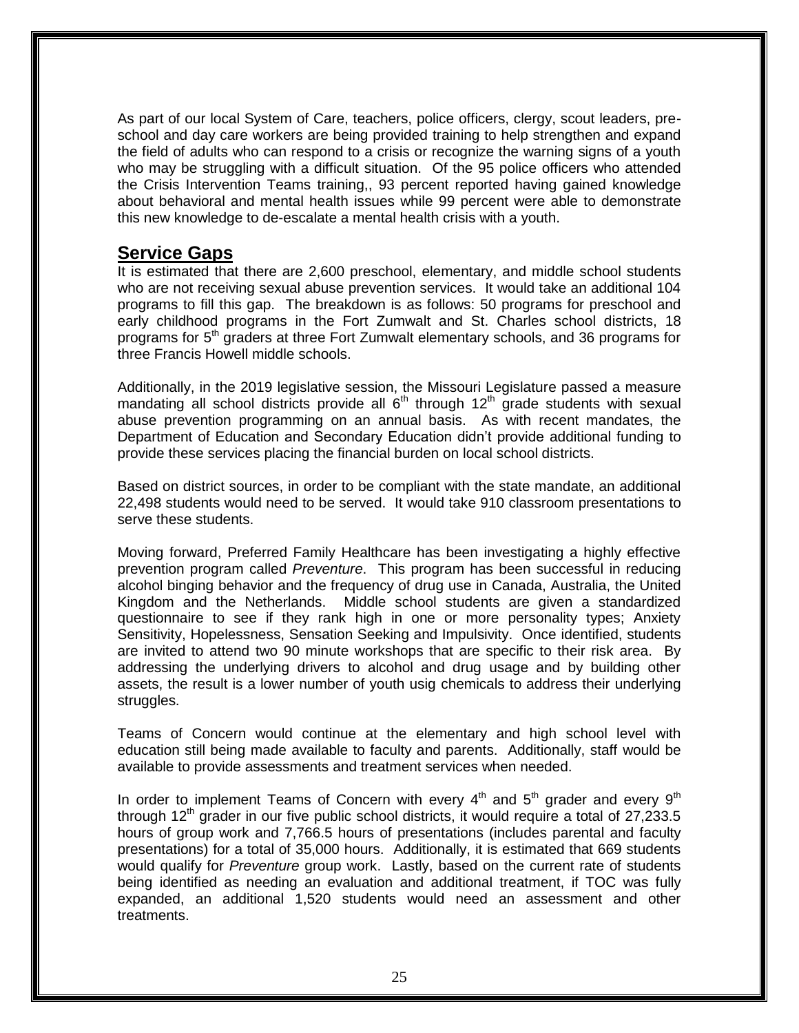As part of our local System of Care, teachers, police officers, clergy, scout leaders, pre-school and day care workers are being provided training to help strengthen and expand the field of adults who can respond to a crisis or recognize the warning signs of a youth who may be struggling with a difficult situation. Of the 95 police officers who attended the Crisis Intervention Teams training,, 93 percent reported having gained knowledge about behavioral and mental health issues while 99 percent were able to demonstrate this new knowledge to de-escalate a mental health crisis with a youth.

## Service Gaps

It is estimated that there are 2,600 preschool, elementary, and middle school students who are not receiving sexual abuse prevention services. It would take an additional 104 programs to fill this gap. The breakdown is as follows: 50 programs for preschool and early childhood programs in the Fort Zumwalt and St. Charles school districts, 18 programs for 5th graders at three Fort Zumwalt elementary schools, and 36 programs for three Francis Howell middle schools.

Additionally, in the 2019 legislative session, the Missouri Legislature passed a measure mandating all school districts provide all 6th through 12th grade students with sexual abuse prevention programming on an annual basis. As with recent mandates, the Department of Education and Secondary Education didn't provide additional funding to provide these services placing the financial burden on local school districts.

Based on district sources, in order to be compliant with the state mandate, an additional 22,498 students would need to be served. It would take 910 classroom presentations to serve these students.

Moving forward, Preferred Family Healthcare has been investigating a highly effective prevention program called *Preventure*. This program has been successful in reducing alcohol binging behavior and the frequency of drug use in Canada, Australia, the United Kingdom and the Netherlands. Middle school students are given a standardized questionnaire to see if they rank high in one or more personality types; Anxiety Sensitivity, Hopelessness, Sensation Seeking and Impulsivity. Once identified, students are invited to attend two 90 minute workshops that are specific to their risk area. By addressing the underlying drivers to alcohol and drug usage and by building other assets, the result is a lower number of youth usig chemicals to address their underlying struggles.

Teams of Concern would continue at the elementary and high school level with education still being made available to faculty and parents. Additionally, staff would be available to provide assessments and treatment services when needed.

In order to implement Teams of Concern with every 4th and 5th grader and every 9th through 12th grader in our five public school districts, it would require a total of 27,233.5 hours of group work and 7,766.5 hours of presentations (includes parental and faculty presentations) for a total of 35,000 hours. Additionally, it is estimated that 669 students would qualify for *Preventure* group work. Lastly, based on the current rate of students being identified as needing an evaluation and additional treatment, if TOC was fully expanded, an additional 1,520 students would need an assessment and other treatments.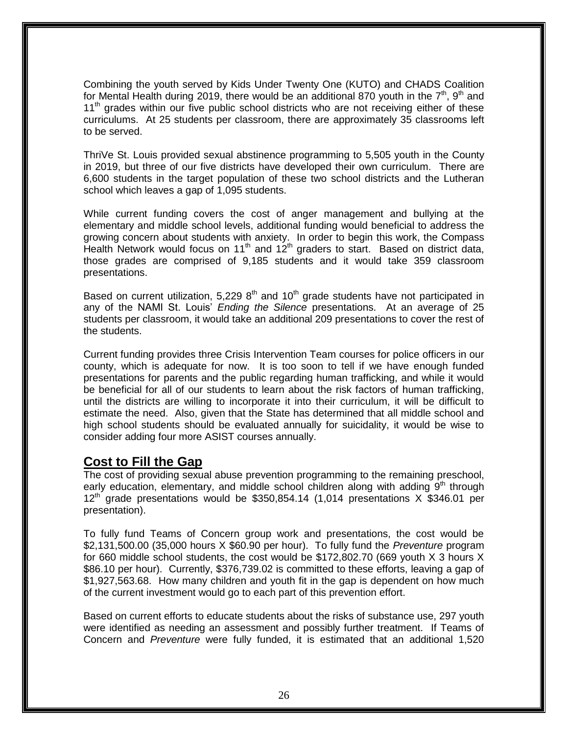Combining the youth served by Kids Under Twenty One (KUTO) and CHADS Coalition for Mental Health during 2019, there would be an additional 870 youth in the 7th, 9th and 11th grades within our five public school districts who are not receiving either of these curriculums. At 25 students per classroom, there are approximately 35 classrooms left to be served.

ThriVe St. Louis provided sexual abstinence programming to 5,505 youth in the County in 2019, but three of our five districts have developed their own curriculum. There are 6,600 students in the target population of these two school districts and the Lutheran school which leaves a gap of 1,095 students.

While current funding covers the cost of anger management and bullying at the elementary and middle school levels, additional funding would beneficial to address the growing concern about students with anxiety. In order to begin this work, the Compass Health Network would focus on 11th and 12th graders to start. Based on district data, those grades are comprised of 9,185 students and it would take 359 classroom presentations.

Based on current utilization, 5,229 8th and 10th grade students have not participated in any of the NAMI St. Louis' *Ending the Silence* presentations. At an average of 25 students per classroom, it would take an additional 209 presentations to cover the rest of the students.

Current funding provides three Crisis Intervention Team courses for police officers in our county, which is adequate for now. It is too soon to tell if we have enough funded presentations for parents and the public regarding human trafficking, and while it would be beneficial for all of our students to learn about the risk factors of human trafficking, until the districts are willing to incorporate it into their curriculum, it will be difficult to estimate the need. Also, given that the State has determined that all middle school and high school students should be evaluated annually for suicidality, it would be wise to consider adding four more ASIST courses annually.

## Cost to Fill the Gap

The cost of providing sexual abuse prevention programming to the remaining preschool, early education, elementary, and middle school children along with adding 9th through 12th grade presentations would be $350,854.14 (1,014 presentations X $346.01 per presentation).

To fully fund Teams of Concern group work and presentations, the cost would be $2,131,500.00 (35,000 hours X $60.90 per hour). To fully fund the *Preventure* program for 660 middle school students, the cost would be $172,802.70 (669 youth X 3 hours X $86.10 per hour). Currently, $376,739.02 is committed to these efforts, leaving a gap of $1,927,563.68. How many children and youth fit in the gap is dependent on how much of the current investment would go to each part of this prevention effort.

Based on current efforts to educate students about the risks of substance use, 297 youth were identified as needing an assessment and possibly further treatment. If Teams of Concern and *Preventure* were fully funded, it is estimated that an additional 1,520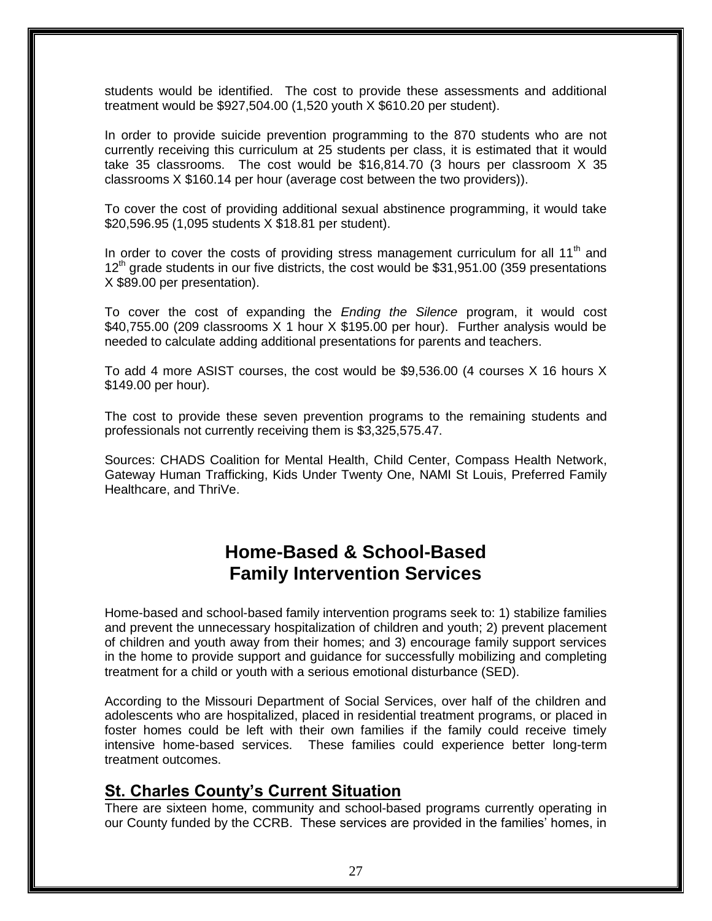students would be identified. The cost to provide these assessments and additional treatment would be $927,504.00 (1,520 youth X $610.20 per student).

In order to provide suicide prevention programming to the 870 students who are not currently receiving this curriculum at 25 students per class, it is estimated that it would take 35 classrooms. The cost would be $16,814.70 (3 hours per classroom X 35 classrooms X $160.14 per hour (average cost between the two providers)).

To cover the cost of providing additional sexual abstinence programming, it would take $20,596.95 (1,095 students X $18.81 per student).

In order to cover the costs of providing stress management curriculum for all 11th and 12th grade students in our five districts, the cost would be $31,951.00 (359 presentations X $89.00 per presentation).

To cover the cost of expanding the *Ending the Silence* program, it would cost $40,755.00 (209 classrooms X 1 hour X $195.00 per hour). Further analysis would be needed to calculate adding additional presentations for parents and teachers.

To add 4 more ASIST courses, the cost would be $9,536.00 (4 courses X 16 hours X $149.00 per hour).

The cost to provide these seven prevention programs to the remaining students and professionals not currently receiving them is $3,325,575.47.

Sources: CHADS Coalition for Mental Health, Child Center, Compass Health Network, Gateway Human Trafficking, Kids Under Twenty One, NAMI St Louis, Preferred Family Healthcare, and ThriVe.

# Home-Based & School-Based Family Intervention Services

Home-based and school-based family intervention programs seek to: 1) stabilize families and prevent the unnecessary hospitalization of children and youth; 2) prevent placement of children and youth away from their homes; and 3) encourage family support services in the home to provide support and guidance for successfully mobilizing and completing treatment for a child or youth with a serious emotional disturbance (SED).

According to the Missouri Department of Social Services, over half of the children and adolescents who are hospitalized, placed in residential treatment programs, or placed in foster homes could be left with their own families if the family could receive timely intensive home-based services. These families could experience better long-term treatment outcomes.

## St. Charles County's Current Situation

There are sixteen home, community and school-based programs currently operating in our County funded by the CCRB. These services are provided in the families' homes, in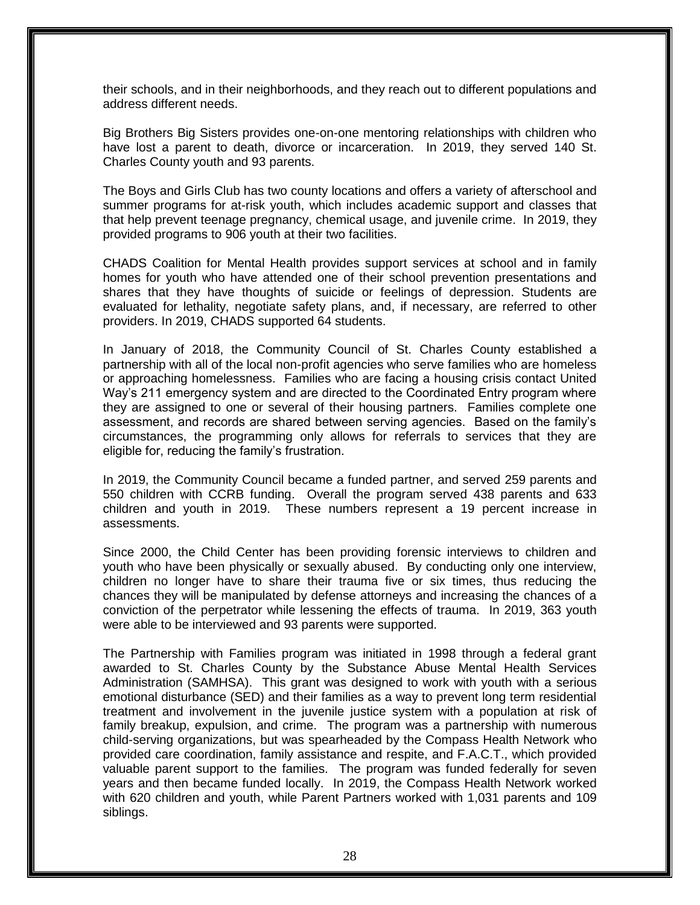their schools, and in their neighborhoods, and they reach out to different populations and address different needs.

Big Brothers Big Sisters provides one-on-one mentoring relationships with children who have lost a parent to death, divorce or incarceration. In 2019, they served 140 St. Charles County youth and 93 parents.

The Boys and Girls Club has two county locations and offers a variety of afterschool and summer programs for at-risk youth, which includes academic support and classes that that help prevent teenage pregnancy, chemical usage, and juvenile crime. In 2019, they provided programs to 906 youth at their two facilities.

CHADS Coalition for Mental Health provides support services at school and in family homes for youth who have attended one of their school prevention presentations and shares that they have thoughts of suicide or feelings of depression. Students are evaluated for lethality, negotiate safety plans, and, if necessary, are referred to other providers. In 2019, CHADS supported 64 students.

In January of 2018, the Community Council of St. Charles County established a partnership with all of the local non-profit agencies who serve families who are homeless or approaching homelessness. Families who are facing a housing crisis contact United Way's 211 emergency system and are directed to the Coordinated Entry program where they are assigned to one or several of their housing partners. Families complete one assessment, and records are shared between serving agencies. Based on the family's circumstances, the programming only allows for referrals to services that they are eligible for, reducing the family's frustration.

In 2019, the Community Council became a funded partner, and served 259 parents and 550 children with CCRB funding. Overall the program served 438 parents and 633 children and youth in 2019. These numbers represent a 19 percent increase in assessments.

Since 2000, the Child Center has been providing forensic interviews to children and youth who have been physically or sexually abused. By conducting only one interview, children no longer have to share their trauma five or six times, thus reducing the chances they will be manipulated by defense attorneys and increasing the chances of a conviction of the perpetrator while lessening the effects of trauma. In 2019, 363 youth were able to be interviewed and 93 parents were supported.

The Partnership with Families program was initiated in 1998 through a federal grant awarded to St. Charles County by the Substance Abuse Mental Health Services Administration (SAMHSA). This grant was designed to work with youth with a serious emotional disturbance (SED) and their families as a way to prevent long term residential treatment and involvement in the juvenile justice system with a population at risk of family breakup, expulsion, and crime. The program was a partnership with numerous child-serving organizations, but was spearheaded by the Compass Health Network who provided care coordination, family assistance and respite, and F.A.C.T., which provided valuable parent support to the families. The program was funded federally for seven years and then became funded locally. In 2019, the Compass Health Network worked with 620 children and youth, while Parent Partners worked with 1,031 parents and 109 siblings.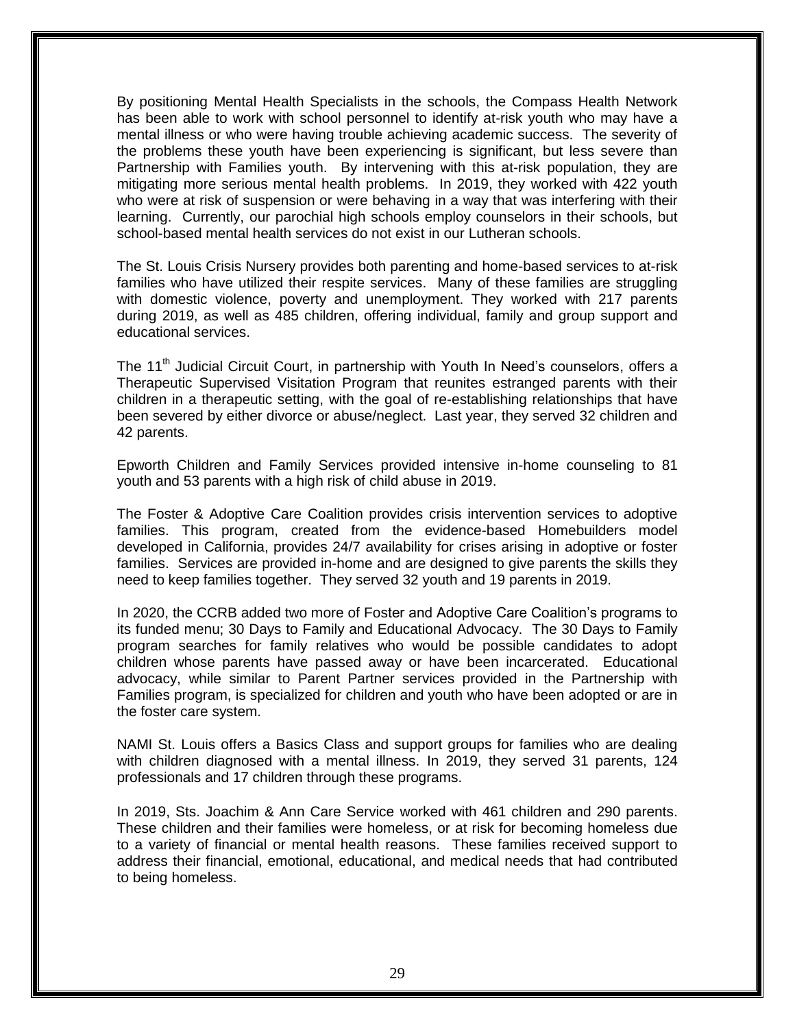By positioning Mental Health Specialists in the schools, the Compass Health Network has been able to work with school personnel to identify at-risk youth who may have a mental illness or who were having trouble achieving academic success. The severity of the problems these youth have been experiencing is significant, but less severe than Partnership with Families youth. By intervening with this at-risk population, they are mitigating more serious mental health problems. In 2019, they worked with 422 youth who were at risk of suspension or were behaving in a way that was interfering with their learning. Currently, our parochial high schools employ counselors in their schools, but school-based mental health services do not exist in our Lutheran schools.

The St. Louis Crisis Nursery provides both parenting and home-based services to at-risk families who have utilized their respite services. Many of these families are struggling with domestic violence, poverty and unemployment. They worked with 217 parents during 2019, as well as 485 children, offering individual, family and group support and educational services.

The 11th Judicial Circuit Court, in partnership with Youth In Need's counselors, offers a Therapeutic Supervised Visitation Program that reunites estranged parents with their children in a therapeutic setting, with the goal of re-establishing relationships that have been severed by either divorce or abuse/neglect. Last year, they served 32 children and 42 parents.

Epworth Children and Family Services provided intensive in-home counseling to 81 youth and 53 parents with a high risk of child abuse in 2019.

The Foster & Adoptive Care Coalition provides crisis intervention services to adoptive families. This program, created from the evidence-based Homebuilders model developed in California, provides 24/7 availability for crises arising in adoptive or foster families. Services are provided in-home and are designed to give parents the skills they need to keep families together. They served 32 youth and 19 parents in 2019.

In 2020, the CCRB added two more of Foster and Adoptive Care Coalition's programs to its funded menu; 30 Days to Family and Educational Advocacy. The 30 Days to Family program searches for family relatives who would be possible candidates to adopt children whose parents have passed away or have been incarcerated. Educational advocacy, while similar to Parent Partner services provided in the Partnership with Families program, is specialized for children and youth who have been adopted or are in the foster care system.

NAMI St. Louis offers a Basics Class and support groups for families who are dealing with children diagnosed with a mental illness. In 2019, they served 31 parents, 124 professionals and 17 children through these programs.

In 2019, Sts. Joachim & Ann Care Service worked with 461 children and 290 parents. These children and their families were homeless, or at risk for becoming homeless due to a variety of financial or mental health reasons. These families received support to address their financial, emotional, educational, and medical needs that had contributed to being homeless.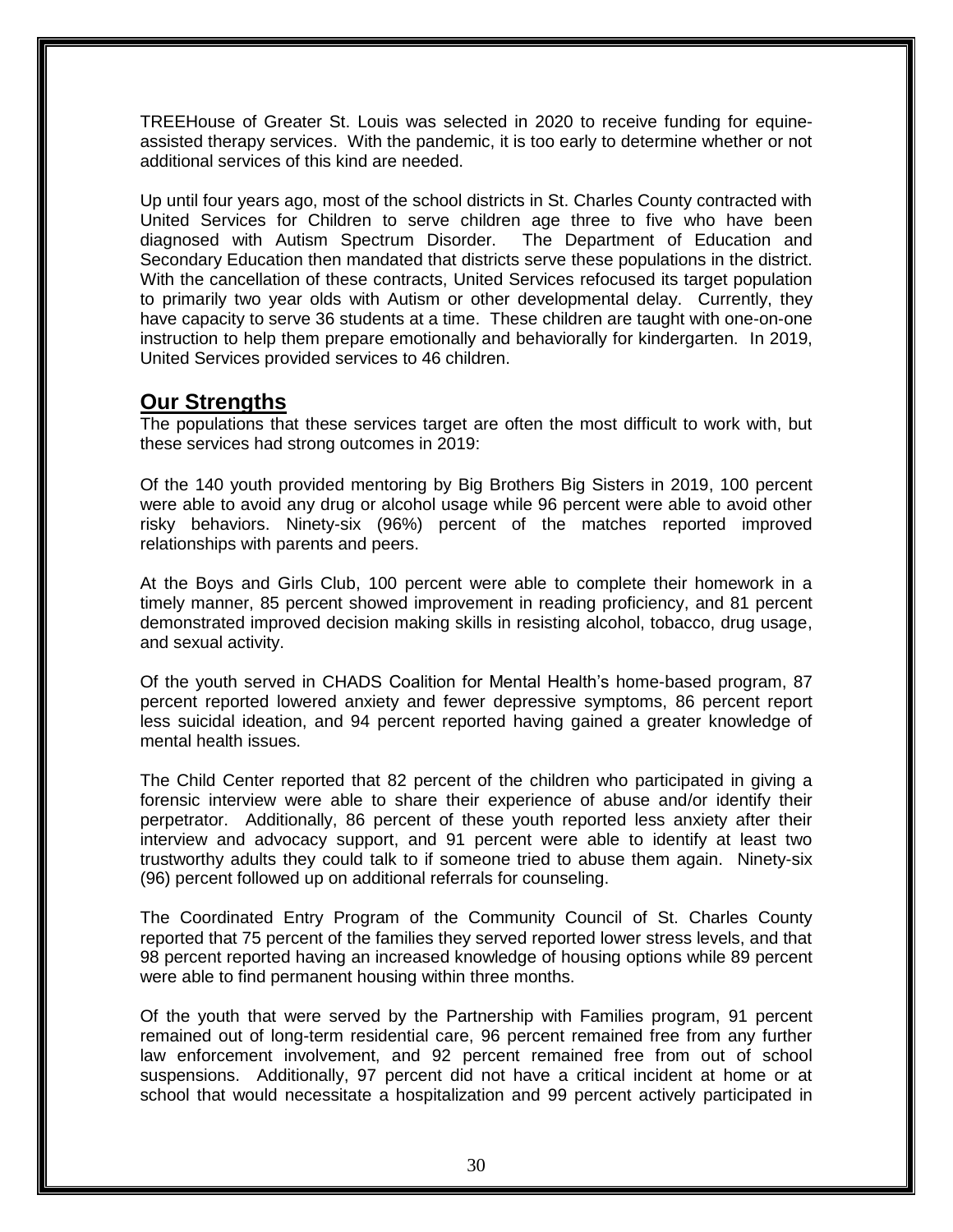TREEHouse of Greater St. Louis was selected in 2020 to receive funding for equine-assisted therapy services. With the pandemic, it is too early to determine whether or not additional services of this kind are needed.

Up until four years ago, most of the school districts in St. Charles County contracted with United Services for Children to serve children age three to five who have been diagnosed with Autism Spectrum Disorder. The Department of Education and Secondary Education then mandated that districts serve these populations in the district. With the cancellation of these contracts, United Services refocused its target population to primarily two year olds with Autism or other developmental delay. Currently, they have capacity to serve 36 students at a time. These children are taught with one-on-one instruction to help them prepare emotionally and behaviorally for kindergarten. In 2019, United Services provided services to 46 children.

## Our Strengths

The populations that these services target are often the most difficult to work with, but these services had strong outcomes in 2019:

Of the 140 youth provided mentoring by Big Brothers Big Sisters in 2019, 100 percent were able to avoid any drug or alcohol usage while 96 percent were able to avoid other risky behaviors. Ninety-six (96%) percent of the matches reported improved relationships with parents and peers.

At the Boys and Girls Club, 100 percent were able to complete their homework in a timely manner, 85 percent showed improvement in reading proficiency, and 81 percent demonstrated improved decision making skills in resisting alcohol, tobacco, drug usage, and sexual activity.

Of the youth served in CHADS Coalition for Mental Health's home-based program, 87 percent reported lowered anxiety and fewer depressive symptoms, 86 percent report less suicidal ideation, and 94 percent reported having gained a greater knowledge of mental health issues.

The Child Center reported that 82 percent of the children who participated in giving a forensic interview were able to share their experience of abuse and/or identify their perpetrator. Additionally, 86 percent of these youth reported less anxiety after their interview and advocacy support, and 91 percent were able to identify at least two trustworthy adults they could talk to if someone tried to abuse them again. Ninety-six (96) percent followed up on additional referrals for counseling.

The Coordinated Entry Program of the Community Council of St. Charles County reported that 75 percent of the families they served reported lower stress levels, and that 98 percent reported having an increased knowledge of housing options while 89 percent were able to find permanent housing within three months.

Of the youth that were served by the Partnership with Families program, 91 percent remained out of long-term residential care, 96 percent remained free from any further law enforcement involvement, and 92 percent remained free from out of school suspensions. Additionally, 97 percent did not have a critical incident at home or at school that would necessitate a hospitalization and 99 percent actively participated in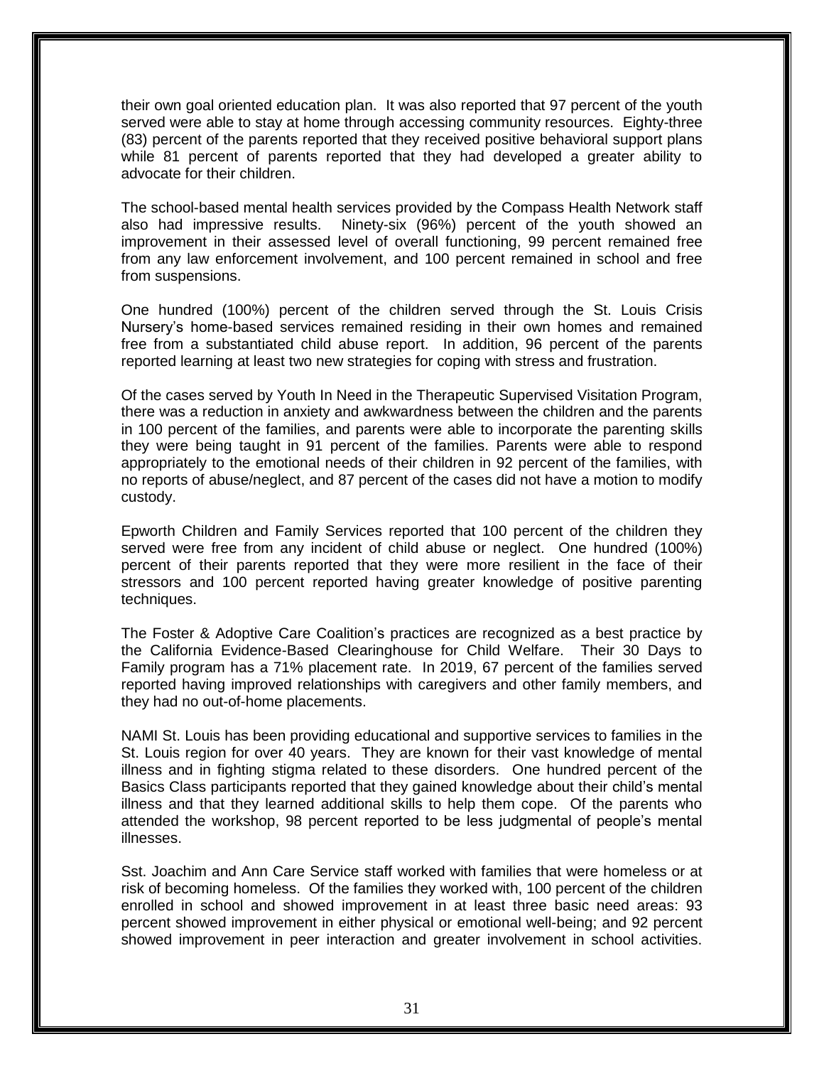their own goal oriented education plan. It was also reported that 97 percent of the youth served were able to stay at home through accessing community resources. Eighty-three (83) percent of the parents reported that they received positive behavioral support plans while 81 percent of parents reported that they had developed a greater ability to advocate for their children.

The school-based mental health services provided by the Compass Health Network staff also had impressive results. Ninety-six (96%) percent of the youth showed an improvement in their assessed level of overall functioning, 99 percent remained free from any law enforcement involvement, and 100 percent remained in school and free from suspensions.

One hundred (100%) percent of the children served through the St. Louis Crisis Nursery's home-based services remained residing in their own homes and remained free from a substantiated child abuse report. In addition, 96 percent of the parents reported learning at least two new strategies for coping with stress and frustration.

Of the cases served by Youth In Need in the Therapeutic Supervised Visitation Program, there was a reduction in anxiety and awkwardness between the children and the parents in 100 percent of the families, and parents were able to incorporate the parenting skills they were being taught in 91 percent of the families. Parents were able to respond appropriately to the emotional needs of their children in 92 percent of the families, with no reports of abuse/neglect, and 87 percent of the cases did not have a motion to modify custody.

Epworth Children and Family Services reported that 100 percent of the children they served were free from any incident of child abuse or neglect. One hundred (100%) percent of their parents reported that they were more resilient in the face of their stressors and 100 percent reported having greater knowledge of positive parenting techniques.

The Foster & Adoptive Care Coalition's practices are recognized as a best practice by the California Evidence-Based Clearinghouse for Child Welfare. Their 30 Days to Family program has a 71% placement rate. In 2019, 67 percent of the families served reported having improved relationships with caregivers and other family members, and they had no out-of-home placements.

NAMI St. Louis has been providing educational and supportive services to families in the St. Louis region for over 40 years. They are known for their vast knowledge of mental illness and in fighting stigma related to these disorders. One hundred percent of the Basics Class participants reported that they gained knowledge about their child's mental illness and that they learned additional skills to help them cope. Of the parents who attended the workshop, 98 percent reported to be less judgmental of people's mental illnesses.

Sst. Joachim and Ann Care Service staff worked with families that were homeless or at risk of becoming homeless. Of the families they worked with, 100 percent of the children enrolled in school and showed improvement in at least three basic need areas: 93 percent showed improvement in either physical or emotional well-being; and 92 percent showed improvement in peer interaction and greater involvement in school activities.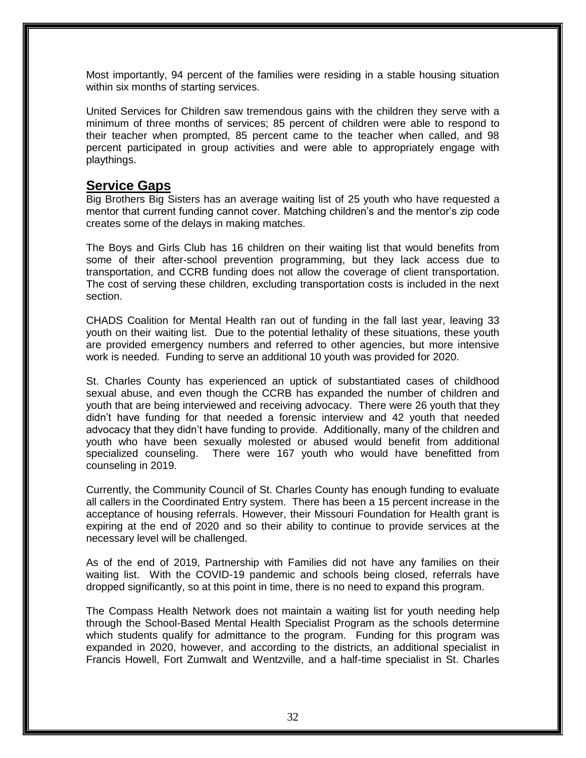Most importantly, 94 percent of the families were residing in a stable housing situation within six months of starting services.

United Services for Children saw tremendous gains with the children they serve with a minimum of three months of services; 85 percent of children were able to respond to their teacher when prompted, 85 percent came to the teacher when called, and 98 percent participated in group activities and were able to appropriately engage with playthings.

## Service Gaps

Big Brothers Big Sisters has an average waiting list of 25 youth who have requested a mentor that current funding cannot cover. Matching children's and the mentor's zip code creates some of the delays in making matches.

The Boys and Girls Club has 16 children on their waiting list that would benefits from some of their after-school prevention programming, but they lack access due to transportation, and CCRB funding does not allow the coverage of client transportation. The cost of serving these children, excluding transportation costs is included in the next section.

CHADS Coalition for Mental Health ran out of funding in the fall last year, leaving 33 youth on their waiting list. Due to the potential lethality of these situations, these youth are provided emergency numbers and referred to other agencies, but more intensive work is needed. Funding to serve an additional 10 youth was provided for 2020.

St. Charles County has experienced an uptick of substantiated cases of childhood sexual abuse, and even though the CCRB has expanded the number of children and youth that are being interviewed and receiving advocacy. There were 26 youth that they didn't have funding for that needed a forensic interview and 42 youth that needed advocacy that they didn't have funding to provide. Additionally, many of the children and youth who have been sexually molested or abused would benefit from additional specialized counseling. There were 167 youth who would have benefitted from counseling in 2019.

Currently, the Community Council of St. Charles County has enough funding to evaluate all callers in the Coordinated Entry system. There has been a 15 percent increase in the acceptance of housing referrals. However, their Missouri Foundation for Health grant is expiring at the end of 2020 and so their ability to continue to provide services at the necessary level will be challenged.

As of the end of 2019, Partnership with Families did not have any families on their waiting list. With the COVID-19 pandemic and schools being closed, referrals have dropped significantly, so at this point in time, there is no need to expand this program.

The Compass Health Network does not maintain a waiting list for youth needing help through the School-Based Mental Health Specialist Program as the schools determine which students qualify for admittance to the program. Funding for this program was expanded in 2020, however, and according to the districts, an additional specialist in Francis Howell, Fort Zumwalt and Wentzville, and a half-time specialist in St. Charles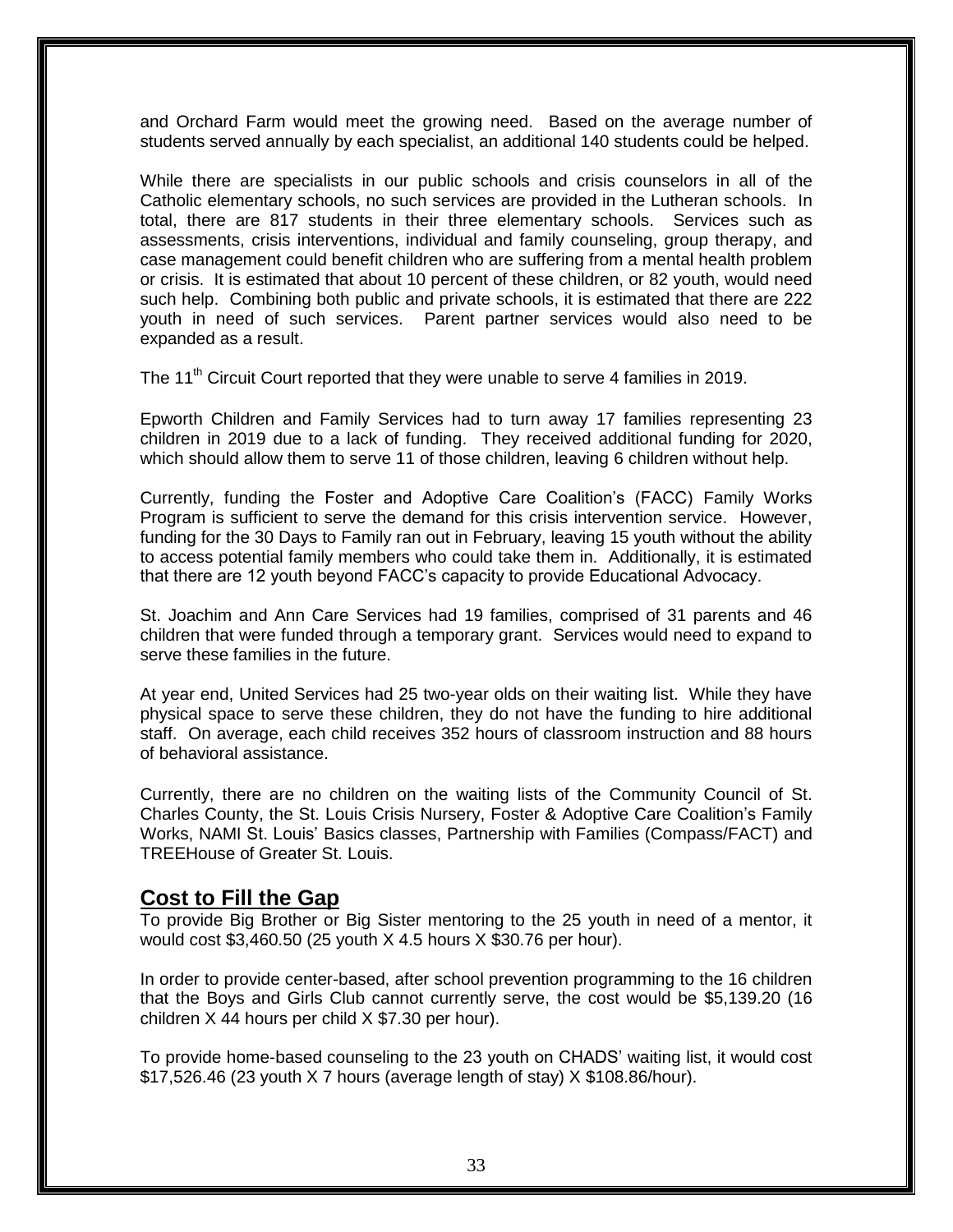and Orchard Farm would meet the growing need. Based on the average number of students served annually by each specialist, an additional 140 students could be helped.

While there are specialists in our public schools and crisis counselors in all of the Catholic elementary schools, no such services are provided in the Lutheran schools. In total, there are 817 students in their three elementary schools. Services such as assessments, crisis interventions, individual and family counseling, group therapy, and case management could benefit children who are suffering from a mental health problem or crisis. It is estimated that about 10 percent of these children, or 82 youth, would need such help. Combining both public and private schools, it is estimated that there are 222 youth in need of such services. Parent partner services would also need to be expanded as a result.

The 11th Circuit Court reported that they were unable to serve 4 families in 2019.

Epworth Children and Family Services had to turn away 17 families representing 23 children in 2019 due to a lack of funding. They received additional funding for 2020, which should allow them to serve 11 of those children, leaving 6 children without help.

Currently, funding the Foster and Adoptive Care Coalition's (FACC) Family Works Program is sufficient to serve the demand for this crisis intervention service. However, funding for the 30 Days to Family ran out in February, leaving 15 youth without the ability to access potential family members who could take them in. Additionally, it is estimated that there are 12 youth beyond FACC's capacity to provide Educational Advocacy.

St. Joachim and Ann Care Services had 19 families, comprised of 31 parents and 46 children that were funded through a temporary grant. Services would need to expand to serve these families in the future.

At year end, United Services had 25 two-year olds on their waiting list. While they have physical space to serve these children, they do not have the funding to hire additional staff. On average, each child receives 352 hours of classroom instruction and 88 hours of behavioral assistance.

Currently, there are no children on the waiting lists of the Community Council of St. Charles County, the St. Louis Crisis Nursery, Foster & Adoptive Care Coalition's Family Works, NAMI St. Louis' Basics classes, Partnership with Families (Compass/FACT) and TREEHouse of Greater St. Louis.

## Cost to Fill the Gap

To provide Big Brother or Big Sister mentoring to the 25 youth in need of a mentor, it would cost $3,460.50 (25 youth X 4.5 hours X $30.76 per hour).

In order to provide center-based, after school prevention programming to the 16 children that the Boys and Girls Club cannot currently serve, the cost would be $5,139.20 (16 children X 44 hours per child X $7.30 per hour).

To provide home-based counseling to the 23 youth on CHADS' waiting list, it would cost $17,526.46 (23 youth X 7 hours (average length of stay) X $108.86/hour).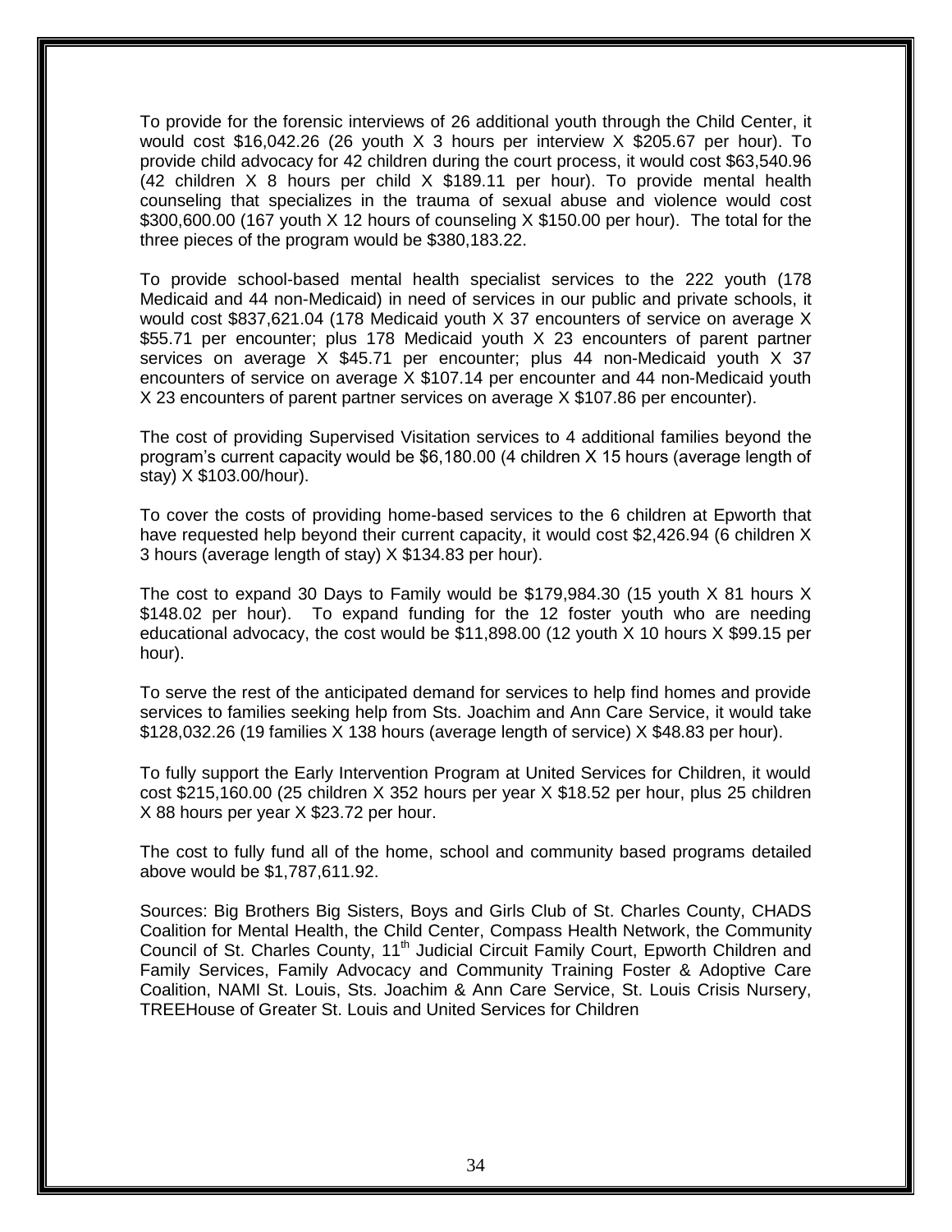To provide for the forensic interviews of 26 additional youth through the Child Center, it would cost $16,042.26 (26 youth X 3 hours per interview X $205.67 per hour). To provide child advocacy for 42 children during the court process, it would cost $63,540.96 (42 children X 8 hours per child X $189.11 per hour). To provide mental health counseling that specializes in the trauma of sexual abuse and violence would cost $300,600.00 (167 youth X 12 hours of counseling X $150.00 per hour). The total for the three pieces of the program would be $380,183.22.

To provide school-based mental health specialist services to the 222 youth (178 Medicaid and 44 non-Medicaid) in need of services in our public and private schools, it would cost $837,621.04 (178 Medicaid youth X 37 encounters of service on average X $55.71 per encounter; plus 178 Medicaid youth X 23 encounters of parent partner services on average X $45.71 per encounter; plus 44 non-Medicaid youth X 37 encounters of service on average X $107.14 per encounter and 44 non-Medicaid youth X 23 encounters of parent partner services on average X $107.86 per encounter).

The cost of providing Supervised Visitation services to 4 additional families beyond the program's current capacity would be $6,180.00 (4 children X 15 hours (average length of stay) X $103.00/hour).

To cover the costs of providing home-based services to the 6 children at Epworth that have requested help beyond their current capacity, it would cost $2,426.94 (6 children X 3 hours (average length of stay) X $134.83 per hour).

The cost to expand 30 Days to Family would be $179,984.30 (15 youth X 81 hours X $148.02 per hour). To expand funding for the 12 foster youth who are needing educational advocacy, the cost would be $11,898.00 (12 youth X 10 hours X $99.15 per hour).

To serve the rest of the anticipated demand for services to help find homes and provide services to families seeking help from Sts. Joachim and Ann Care Service, it would take $128,032.26 (19 families X 138 hours (average length of service) X $48.83 per hour).

To fully support the Early Intervention Program at United Services for Children, it would cost $215,160.00 (25 children X 352 hours per year X $18.52 per hour, plus 25 children X 88 hours per year X $23.72 per hour.

The cost to fully fund all of the home, school and community based programs detailed above would be $1,787,611.92.

Sources: Big Brothers Big Sisters, Boys and Girls Club of St. Charles County, CHADS Coalition for Mental Health, the Child Center, Compass Health Network, the Community Council of St. Charles County, 11th Judicial Circuit Family Court, Epworth Children and Family Services, Family Advocacy and Community Training Foster & Adoptive Care Coalition, NAMI St. Louis, Sts. Joachim & Ann Care Service, St. Louis Crisis Nursery, TREEHouse of Greater St. Louis and United Services for Children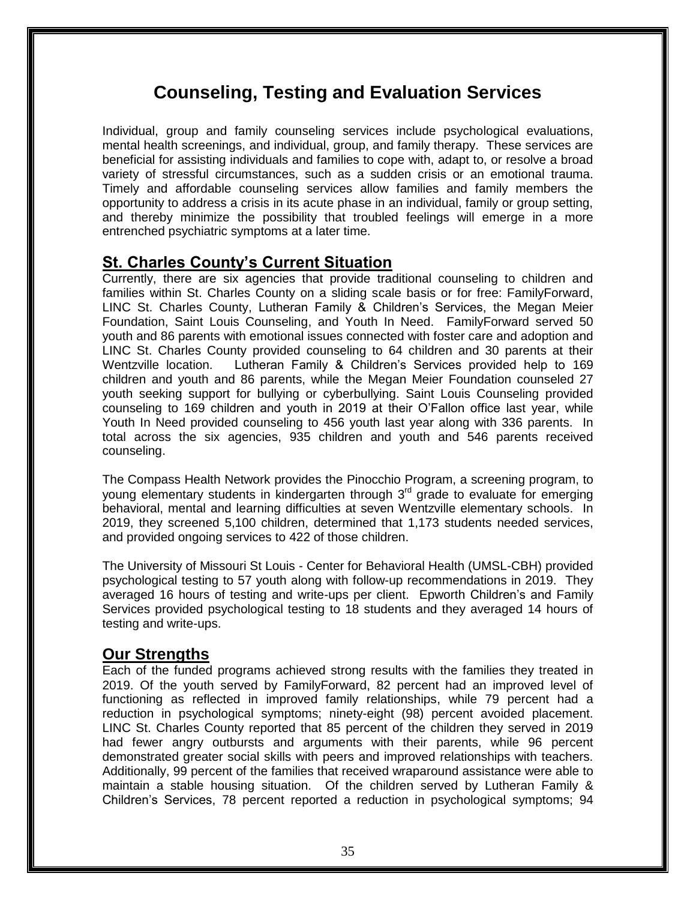# Counseling, Testing and Evaluation Services

Individual, group and family counseling services include psychological evaluations, mental health screenings, and individual, group, and family therapy. These services are beneficial for assisting individuals and families to cope with, adapt to, or resolve a broad variety of stressful circumstances, such as a sudden crisis or an emotional trauma. Timely and affordable counseling services allow families and family members the opportunity to address a crisis in its acute phase in an individual, family or group setting, and thereby minimize the possibility that troubled feelings will emerge in a more entrenched psychiatric symptoms at a later time.

## St. Charles County's Current Situation

Currently, there are six agencies that provide traditional counseling to children and families within St. Charles County on a sliding scale basis or for free: FamilyForward, LINC St. Charles County, Lutheran Family & Children's Services, the Megan Meier Foundation, Saint Louis Counseling, and Youth In Need. FamilyForward served 50 youth and 86 parents with emotional issues connected with foster care and adoption and LINC St. Charles County provided counseling to 64 children and 30 parents at their Wentzville location. Lutheran Family & Children's Services provided help to 169 children and youth and 86 parents, while the Megan Meier Foundation counseled 27 youth seeking support for bullying or cyberbullying. Saint Louis Counseling provided counseling to 169 children and youth in 2019 at their O'Fallon office last year, while Youth In Need provided counseling to 456 youth last year along with 336 parents. In total across the six agencies, 935 children and youth and 546 parents received counseling.

The Compass Health Network provides the Pinocchio Program, a screening program, to young elementary students in kindergarten through 3rd grade to evaluate for emerging behavioral, mental and learning difficulties at seven Wentzville elementary schools. In 2019, they screened 5,100 children, determined that 1,173 students needed services, and provided ongoing services to 422 of those children.

The University of Missouri St Louis - Center for Behavioral Health (UMSL-CBH) provided psychological testing to 57 youth along with follow-up recommendations in 2019. They averaged 16 hours of testing and write-ups per client. Epworth Children's and Family Services provided psychological testing to 18 students and they averaged 14 hours of testing and write-ups.

## Our Strengths

Each of the funded programs achieved strong results with the families they treated in 2019. Of the youth served by FamilyForward, 82 percent had an improved level of functioning as reflected in improved family relationships, while 79 percent had a reduction in psychological symptoms; ninety-eight (98) percent avoided placement. LINC St. Charles County reported that 85 percent of the children they served in 2019 had fewer angry outbursts and arguments with their parents, while 96 percent demonstrated greater social skills with peers and improved relationships with teachers. Additionally, 99 percent of the families that received wraparound assistance were able to maintain a stable housing situation. Of the children served by Lutheran Family & Children's Services, 78 percent reported a reduction in psychological symptoms; 94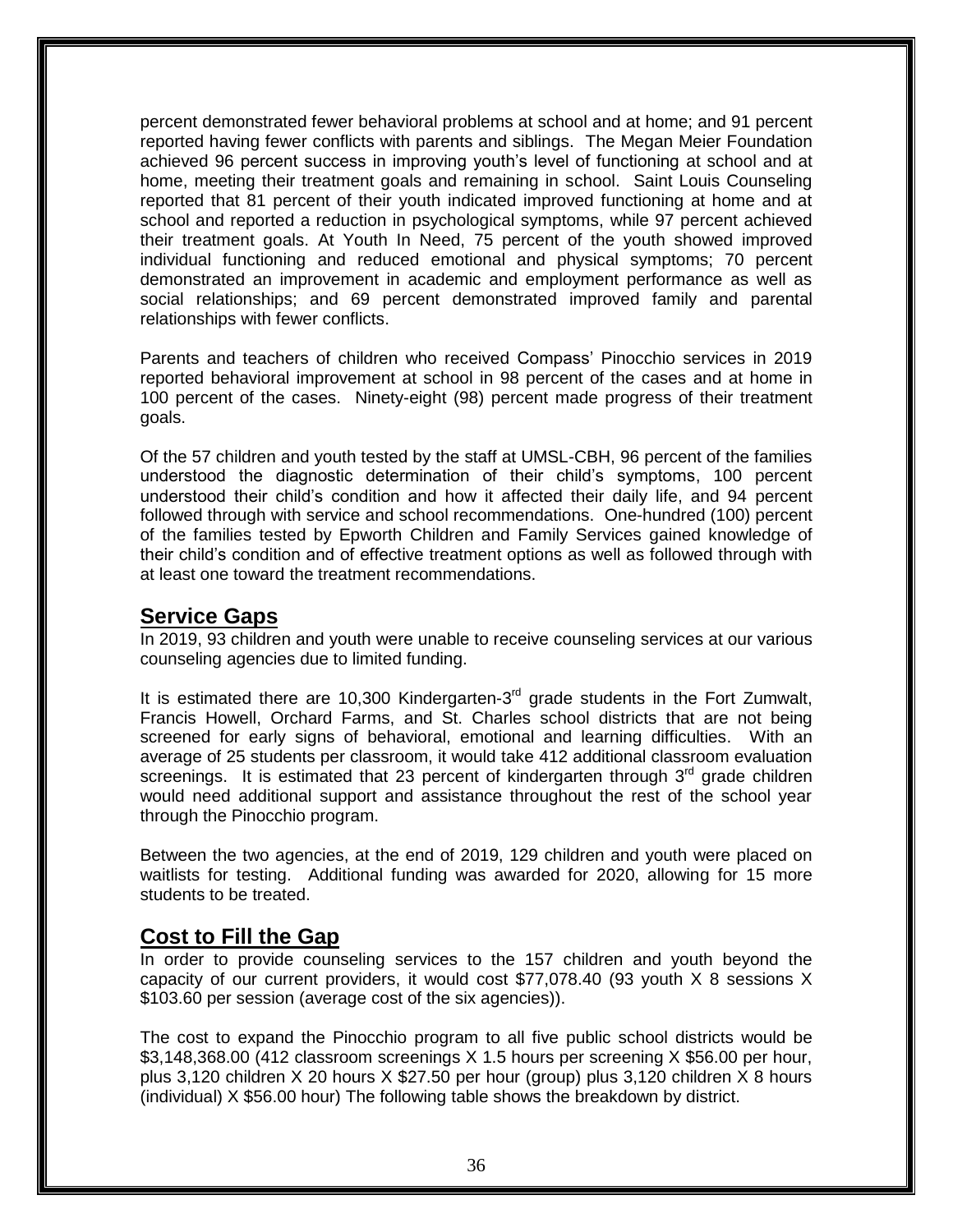percent demonstrated fewer behavioral problems at school and at home; and 91 percent reported having fewer conflicts with parents and siblings. The Megan Meier Foundation achieved 96 percent success in improving youth's level of functioning at school and at home, meeting their treatment goals and remaining in school. Saint Louis Counseling reported that 81 percent of their youth indicated improved functioning at home and at school and reported a reduction in psychological symptoms, while 97 percent achieved their treatment goals. At Youth In Need, 75 percent of the youth showed improved individual functioning and reduced emotional and physical symptoms; 70 percent demonstrated an improvement in academic and employment performance as well as social relationships; and 69 percent demonstrated improved family and parental relationships with fewer conflicts.

Parents and teachers of children who received Compass' Pinocchio services in 2019 reported behavioral improvement at school in 98 percent of the cases and at home in 100 percent of the cases. Ninety-eight (98) percent made progress of their treatment goals.

Of the 57 children and youth tested by the staff at UMSL-CBH, 96 percent of the families understood the diagnostic determination of their child's symptoms, 100 percent understood their child's condition and how it affected their daily life, and 94 percent followed through with service and school recommendations. One-hundred (100) percent of the families tested by Epworth Children and Family Services gained knowledge of their child's condition and of effective treatment options as well as followed through with at least one toward the treatment recommendations.

## Service Gaps

In 2019, 93 children and youth were unable to receive counseling services at our various counseling agencies due to limited funding.

It is estimated there are 10,300 Kindergarten-3rd grade students in the Fort Zumwalt, Francis Howell, Orchard Farms, and St. Charles school districts that are not being screened for early signs of behavioral, emotional and learning difficulties. With an average of 25 students per classroom, it would take 412 additional classroom evaluation screenings. It is estimated that 23 percent of kindergarten through 3rd grade children would need additional support and assistance throughout the rest of the school year through the Pinocchio program.

Between the two agencies, at the end of 2019, 129 children and youth were placed on waitlists for testing. Additional funding was awarded for 2020, allowing for 15 more students to be treated.

## Cost to Fill the Gap

In order to provide counseling services to the 157 children and youth beyond the capacity of our current providers, it would cost $77,078.40 (93 youth X 8 sessions X $103.60 per session (average cost of the six agencies)).

The cost to expand the Pinocchio program to all five public school districts would be $3,148,368.00 (412 classroom screenings X 1.5 hours per screening X $56.00 per hour, plus 3,120 children X 20 hours X $27.50 per hour (group) plus 3,120 children X 8 hours (individual) X $56.00 hour) The following table shows the breakdown by district.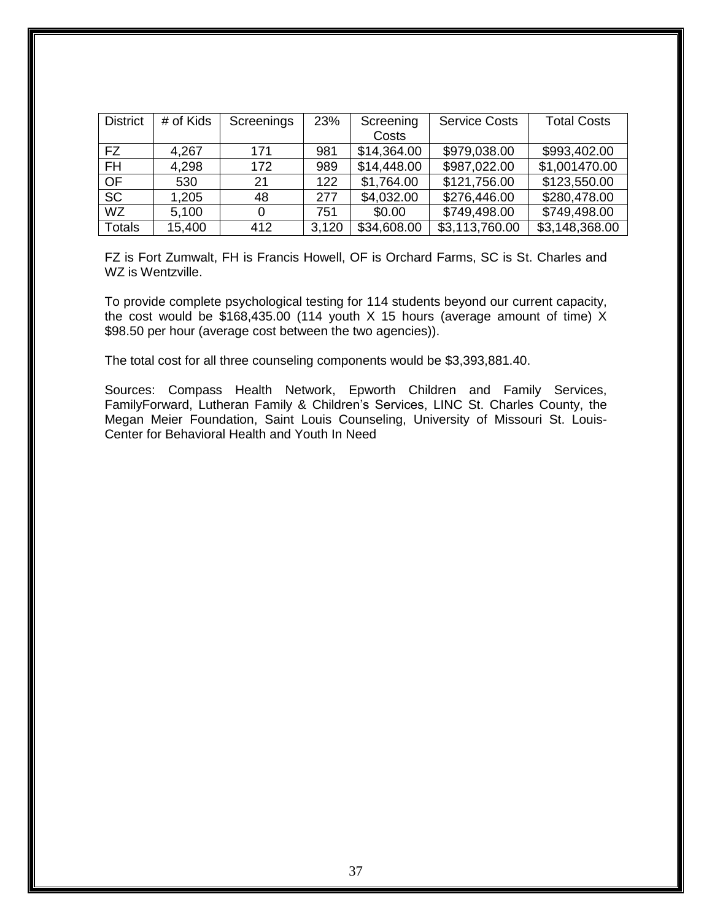| District | # of Kids | Screenings | 23% | Screening Costs | Service Costs | Total Costs |
|---|---|---|---|---|---|---|
| FZ | 4,267 | 171 | 981 | $14,364.00 | $979,038.00 | $993,402.00 |
| FH | 4,298 | 172 | 989 | $14,448.00 | $987,022.00 | $1,001470.00 |
| OF | 530 | 21 | 122 | $1,764.00 | $121,756.00 | $123,550.00 |
| SC | 1,205 | 48 | 277 | $4,032.00 | $276,446.00 | $280,478.00 |
| WZ | 5,100 | 0 | 751 | $0.00 | $749,498.00 | $749,498.00 |
| Totals | 15,400 | 412 | 3,120 | $34,608.00 | $3,113,760.00 | $3,148,368.00 |

FZ is Fort Zumwalt, FH is Francis Howell, OF is Orchard Farms, SC is St. Charles and WZ is Wentzville.

To provide complete psychological testing for 114 students beyond our current capacity, the cost would be $168,435.00 (114 youth X 15 hours (average amount of time) X $98.50 per hour (average cost between the two agencies)).

The total cost for all three counseling components would be $3,393,881.40.

Sources: Compass Health Network, Epworth Children and Family Services, FamilyForward, Lutheran Family & Children's Services, LINC St. Charles County, the Megan Meier Foundation, Saint Louis Counseling, University of Missouri St. Louis-Center for Behavioral Health and Youth In Need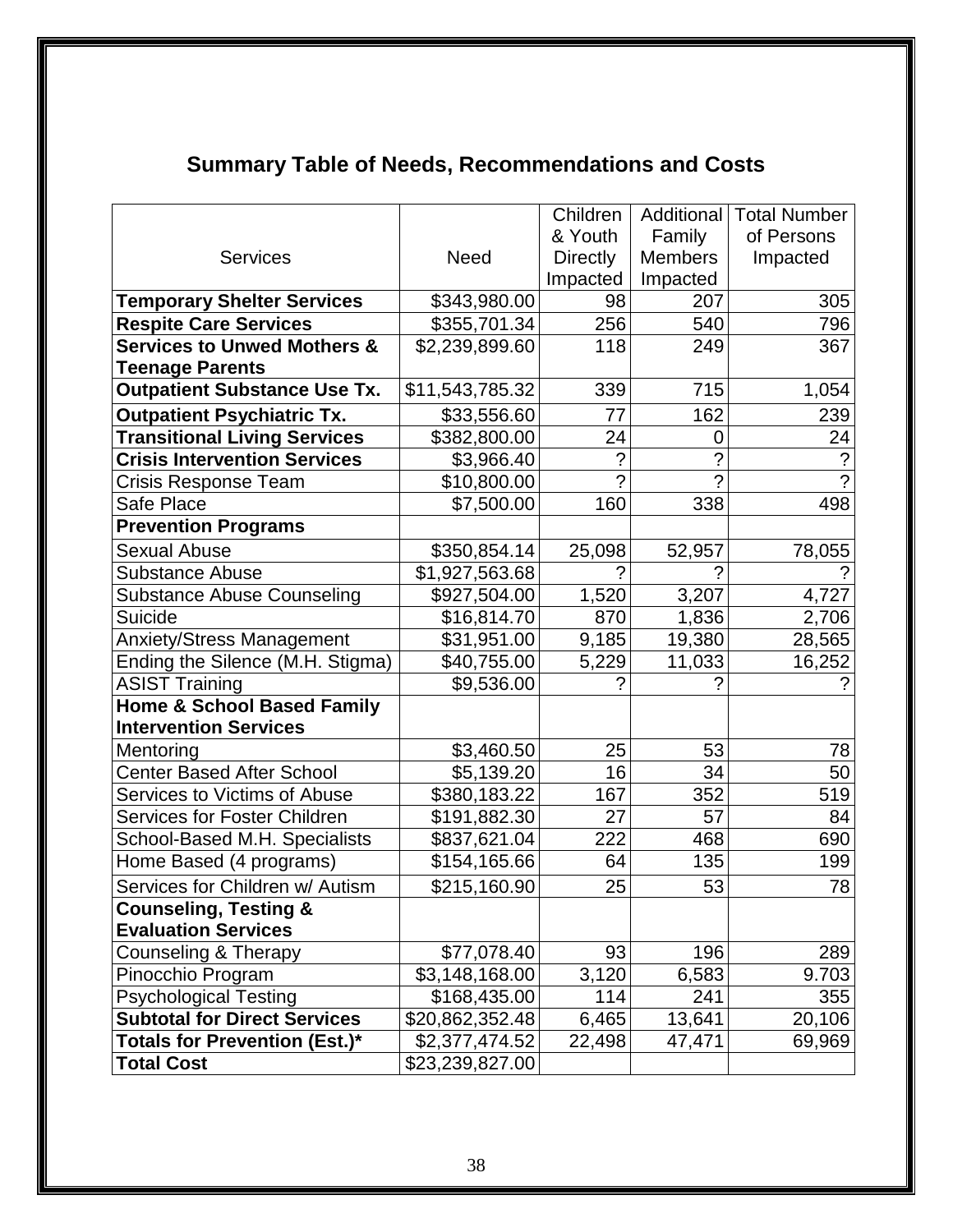## Summary Table of Needs, Recommendations and Costs

| Services | Need | Children & Youth Directly Impacted | Additional Family Members Impacted | Total Number of Persons Impacted |
|---|---|---|---|---|
| **Temporary Shelter Services** | $343,980.00 | 98 | 207 | 305 |
| **Respite Care Services** | $355,701.34 | 256 | 540 | 796 |
| **Services to Unwed Mothers & Teenage Parents** | $2,239,899.60 | 118 | 249 | 367 |
| **Outpatient Substance Use Tx.** | $11,543,785.32 | 339 | 715 | 1,054 |
| **Outpatient Psychiatric Tx.** | $33,556.60 | 77 | 162 | 239 |
| **Transitional Living Services** | $382,800.00 | 24 | 0 | 24 |
| **Crisis Intervention Services** | $3,966.40 | ? | ? | ? |
| Crisis Response Team | $10,800.00 | ? | ? | ? |
| Safe Place | $7,500.00 | 160 | 338 | 498 |
| **Prevention Programs** | | | | |
| Sexual Abuse | $350,854.14 | 25,098 | 52,957 | 78,055 |
| Substance Abuse | $1,927,563.68 | ? | ? | ? |
| Substance Abuse Counseling | $927,504.00 | 1,520 | 3,207 | 4,727 |
| Suicide | $16,814.70 | 870 | 1,836 | 2,706 |
| Anxiety/Stress Management | $31,951.00 | 9,185 | 19,380 | 28,565 |
| Ending the Silence (M.H. Stigma) | $40,755.00 | 5,229 | 11,033 | 16,252 |
| ASIST Training | $9,536.00 | ? | ? | ? |
| **Home & School Based Family Intervention Services** | | | | |
| Mentoring | $3,460.50 | 25 | 53 | 78 |
| Center Based After School | $5,139.20 | 16 | 34 | 50 |
| Services to Victims of Abuse | $380,183.22 | 167 | 352 | 519 |
| Services for Foster Children | $191,882.30 | 27 | 57 | 84 |
| School-Based M.H. Specialists | $837,621.04 | 222 | 468 | 690 |
| Home Based (4 programs) | $154,165.66 | 64 | 135 | 199 |
| Services for Children w/ Autism | $215,160.90 | 25 | 53 | 78 |
| **Counseling, Testing & Evaluation Services** | | | | |
| Counseling & Therapy | $77,078.40 | 93 | 196 | 289 |
| Pinocchio Program | $3,148,168.00 | 3,120 | 6,583 | 9.703 |
| Psychological Testing | $168,435.00 | 114 | 241 | 355 |
| **Subtotal for Direct Services** | $20,862,352.48 | 6,465 | 13,641 | 20,106 |
| **Totals for Prevention (Est.)*** | $2,377,474.52 | 22,498 | 47,471 | 69,969 |
| **Total Cost** | $23,239,827.00 | | | |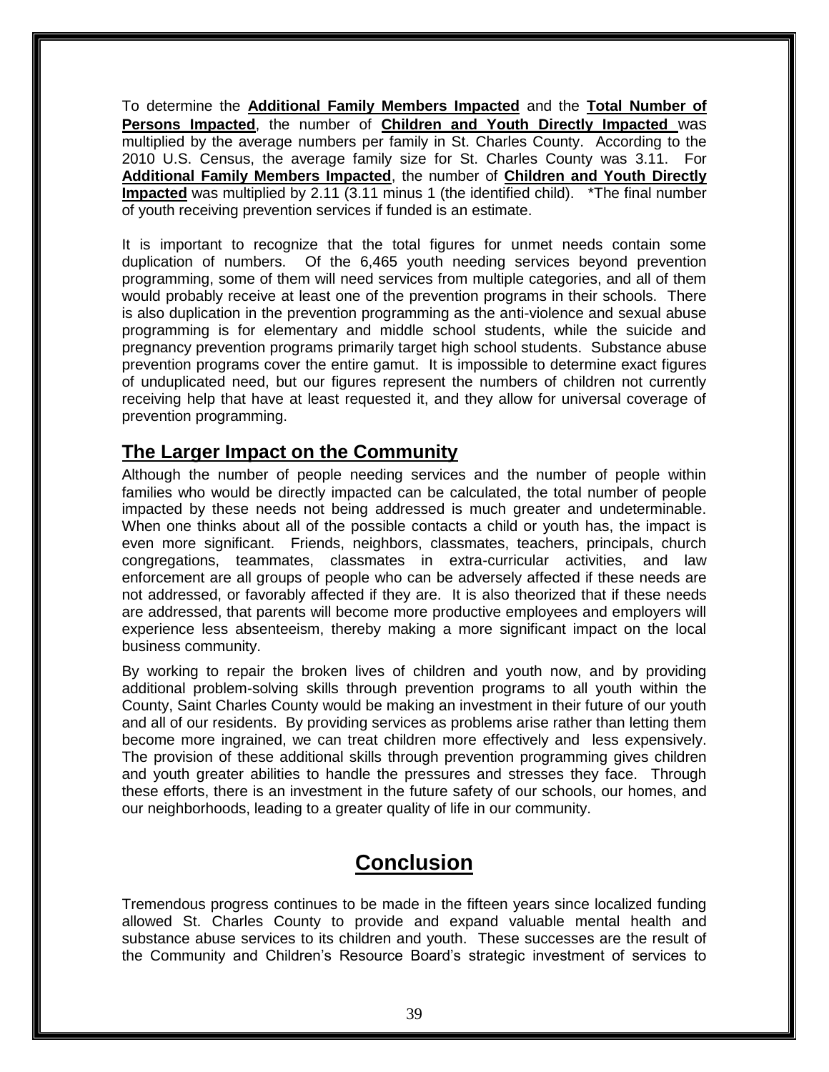To determine the **Additional Family Members Impacted** and the **Total Number of Persons Impacted**, the number of **Children and Youth Directly Impacted** was multiplied by the average numbers per family in St. Charles County. According to the 2010 U.S. Census, the average family size for St. Charles County was 3.11. For **Additional Family Members Impacted**, the number of **Children and Youth Directly Impacted** was multiplied by 2.11 (3.11 minus 1 (the identified child). *The final number of youth receiving prevention services if funded is an estimate.

It is important to recognize that the total figures for unmet needs contain some duplication of numbers. Of the 6,465 youth needing services beyond prevention programming, some of them will need services from multiple categories, and all of them would probably receive at least one of the prevention programs in their schools. There is also duplication in the prevention programming as the anti-violence and sexual abuse programming is for elementary and middle school students, while the suicide and pregnancy prevention programs primarily target high school students. Substance abuse prevention programs cover the entire gamut. It is impossible to determine exact figures of unduplicated need, but our figures represent the numbers of children not currently receiving help that have at least requested it, and they allow for universal coverage of prevention programming.

## The Larger Impact on the Community

Although the number of people needing services and the number of people within families who would be directly impacted can be calculated, the total number of people impacted by these needs not being addressed is much greater and undeterminable. When one thinks about all of the possible contacts a child or youth has, the impact is even more significant. Friends, neighbors, classmates, teachers, principals, church congregations, teammates, classmates in extra-curricular activities, and law enforcement are all groups of people who can be adversely affected if these needs are not addressed, or favorably affected if they are. It is also theorized that if these needs are addressed, that parents will become more productive employees and employers will experience less absenteeism, thereby making a more significant impact on the local business community.

By working to repair the broken lives of children and youth now, and by providing additional problem-solving skills through prevention programs to all youth within the County, Saint Charles County would be making an investment in their future of our youth and all of our residents. By providing services as problems arise rather than letting them become more ingrained, we can treat children more effectively and less expensively. The provision of these additional skills through prevention programming gives children and youth greater abilities to handle the pressures and stresses they face. Through these efforts, there is an investment in the future safety of our schools, our homes, and our neighborhoods, leading to a greater quality of life in our community.

# Conclusion

Tremendous progress continues to be made in the fifteen years since localized funding allowed St. Charles County to provide and expand valuable mental health and substance abuse services to its children and youth. These successes are the result of the Community and Children's Resource Board's strategic investment of services to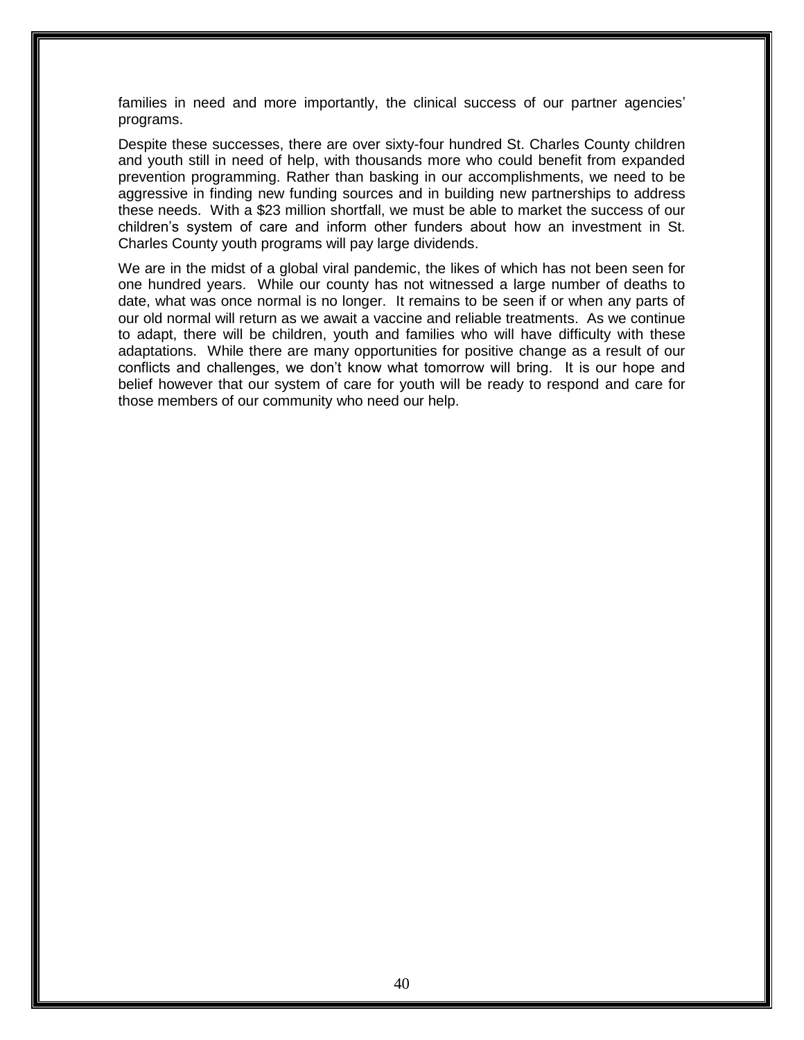families in need and more importantly, the clinical success of our partner agencies' programs.

Despite these successes, there are over sixty-four hundred St. Charles County children and youth still in need of help, with thousands more who could benefit from expanded prevention programming. Rather than basking in our accomplishments, we need to be aggressive in finding new funding sources and in building new partnerships to address these needs. With a $23 million shortfall, we must be able to market the success of our children's system of care and inform other funders about how an investment in St. Charles County youth programs will pay large dividends.

We are in the midst of a global viral pandemic, the likes of which has not been seen for one hundred years. While our county has not witnessed a large number of deaths to date, what was once normal is no longer. It remains to be seen if or when any parts of our old normal will return as we await a vaccine and reliable treatments. As we continue to adapt, there will be children, youth and families who will have difficulty with these adaptations. While there are many opportunities for positive change as a result of our conflicts and challenges, we don't know what tomorrow will bring. It is our hope and belief however that our system of care for youth will be ready to respond and care for those members of our community who need our help.